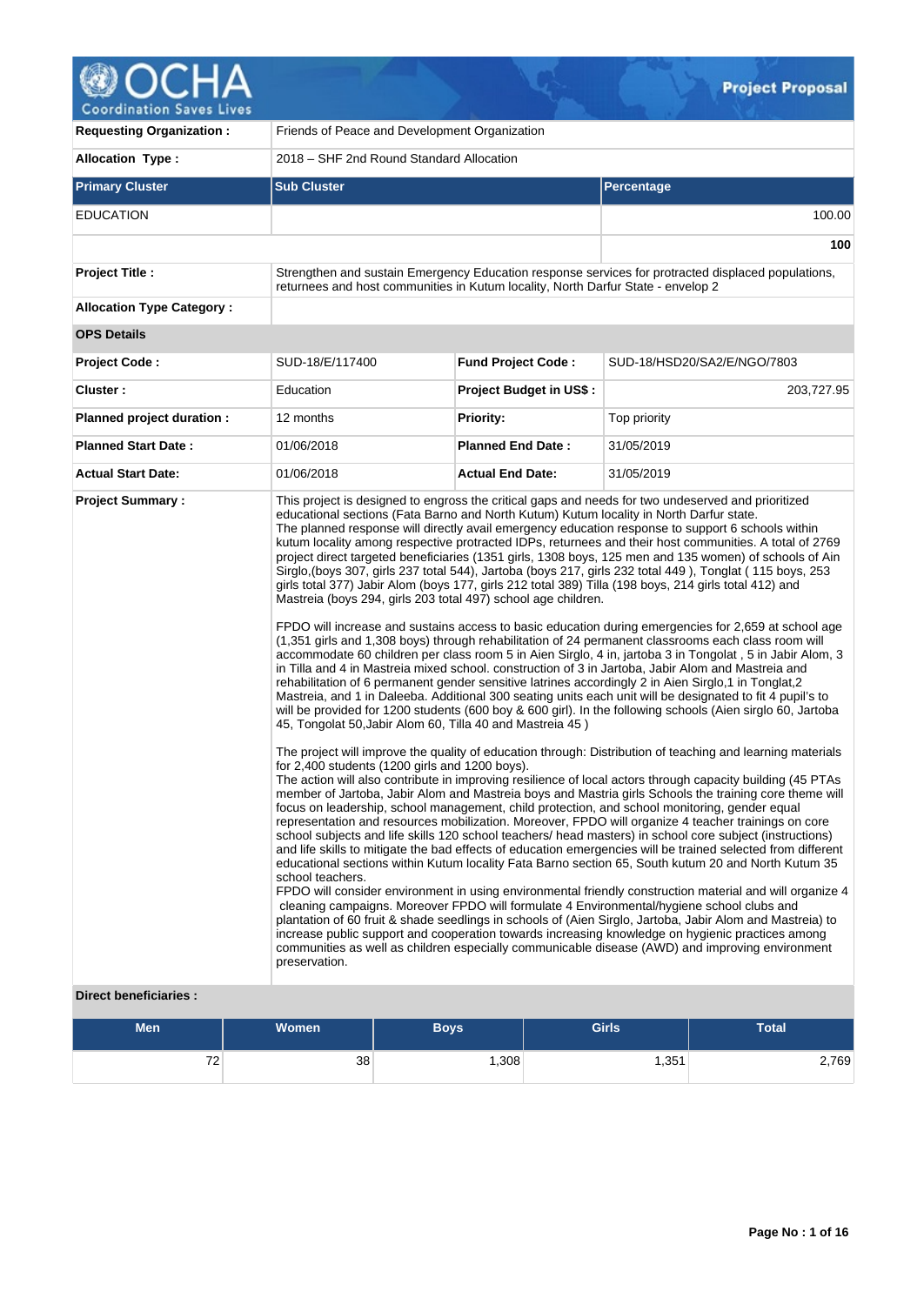# OCHA
Coordination Saves Lives

**Project Proposal**

| | | | |
|---|---|---|---|
| **Requesting Organization :** | Friends of Peace and Development Organization | | |
| **Allocation Type :** | 2018 – SHF 2nd Round Standard Allocation | | |

| **Primary Cluster** | **Sub Cluster** | **Percentage** |
|---|---|---|
| EDUCATION | | 100.00 |
| | | **100** |

| | | | |
|---|---|---|---|
| **Project Title :** | Strengthen and sustain Emergency Education response services for protracted displaced populations, returnees and host communities in Kutum locality, North Darfur State - envelop 2 | | |
| **Allocation Type Category :** | | | |
| **OPS Details** | | | |
| **Project Code :** | SUD-18/E/117400 | **Fund Project Code :** | SUD-18/HSD20/SA2/E/NGO/7803 |
| **Cluster :** | Education | **Project Budget in US$ :** | 203,727.95 |
| **Planned project duration :** | 12 months | **Priority:** | Top priority |
| **Planned Start Date :** | 01/06/2018 | **Planned End Date :** | 31/05/2019 |
| **Actual Start Date:** | 01/06/2018 | **Actual End Date:** | 31/05/2019 |

**Project Summary :**

This project is designed to engross the critical gaps and needs for two undeserved and prioritized educational sections (Fata Barno and North Kutum) Kutum locality in North Darfur state.
The planned response will directly avail emergency education response to support 6 schools within kutum locality among respective protracted IDPs, returnees and their host communities. A total of 2769 project direct targeted beneficiaries (1351 girls, 1308 boys, 125 men and 135 women) of schools of Ain Sirglo,(boys 307, girls 237 total 544), Jartoba (boys 217, girls 232 total 449 ), Tonglat ( 115 boys, 253 girls total 377) Jabir Alom (boys 177, girls 212 total 389) Tilla (198 boys, 214 girls total 412) and Mastreia (boys 294, girls 203 total 497) school age children.

FPDO will increase and sustains access to basic education during emergencies for 2,659 at school age (1,351 girls and 1,308 boys) through rehabilitation of 24 permanent classrooms each class room will accommodate 60 children per class room 5 in Aien Sirglo, 4 in, jartoba 3 in Tongolat , 5 in Jabir Alom, 3 in Tilla and 4 in Mastreia mixed school. construction of 3 in Jartoba, Jabir Alom and Mastreia and rehabilitation of 6 permanent gender sensitive latrines accordingly 2 in Aien Sirglo,1 in Tonglat,2 Mastreia, and 1 in Daleeba. Additional 300 seating units each unit will be designated to fit 4 pupil's to will be provided for 1200 students (600 boy & 600 girl). In the following schools (Aien sirglo 60, Jartoba 45, Tongolat 50,Jabir Alom 60, Tilla 40 and Mastreia 45 )

The project will improve the quality of education through: Distribution of teaching and learning materials for 2,400 students (1200 girls and 1200 boys).
The action will also contribute in improving resilience of local actors through capacity building (45 PTAs member of Jartoba, Jabir Alom and Mastreia boys and Mastria girls Schools the training core theme will focus on leadership, school management, child protection, and school monitoring, gender equal representation and resources mobilization. Moreover, FPDO will organize 4 teacher trainings on core school subjects and life skills 120 school teachers/ head masters) in school core subject (instructions) and life skills to mitigate the bad effects of education emergencies will be trained selected from different educational sections within Kutum locality Fata Barno section 65, South kutum 20 and North Kutum 35 school teachers.
FPDO will consider environment in using environmental friendly construction material and will organize 4 cleaning campaigns. Moreover FPDO will formulate 4 Environmental/hygiene school clubs and plantation of 60 fruit & shade seedlings in schools of (Aien Sirglo, Jartoba, Jabir Alom and Mastreia) to increase public support and cooperation towards increasing knowledge on hygienic practices among communities as well as children especially communicable disease (AWD) and improving environment preservation.

**Direct beneficiaries :**

| Men | Women | Boys | Girls | Total |
|---|---|---|---|---|
| 72 | 38 | 1,308 | 1,351 | 2,769 |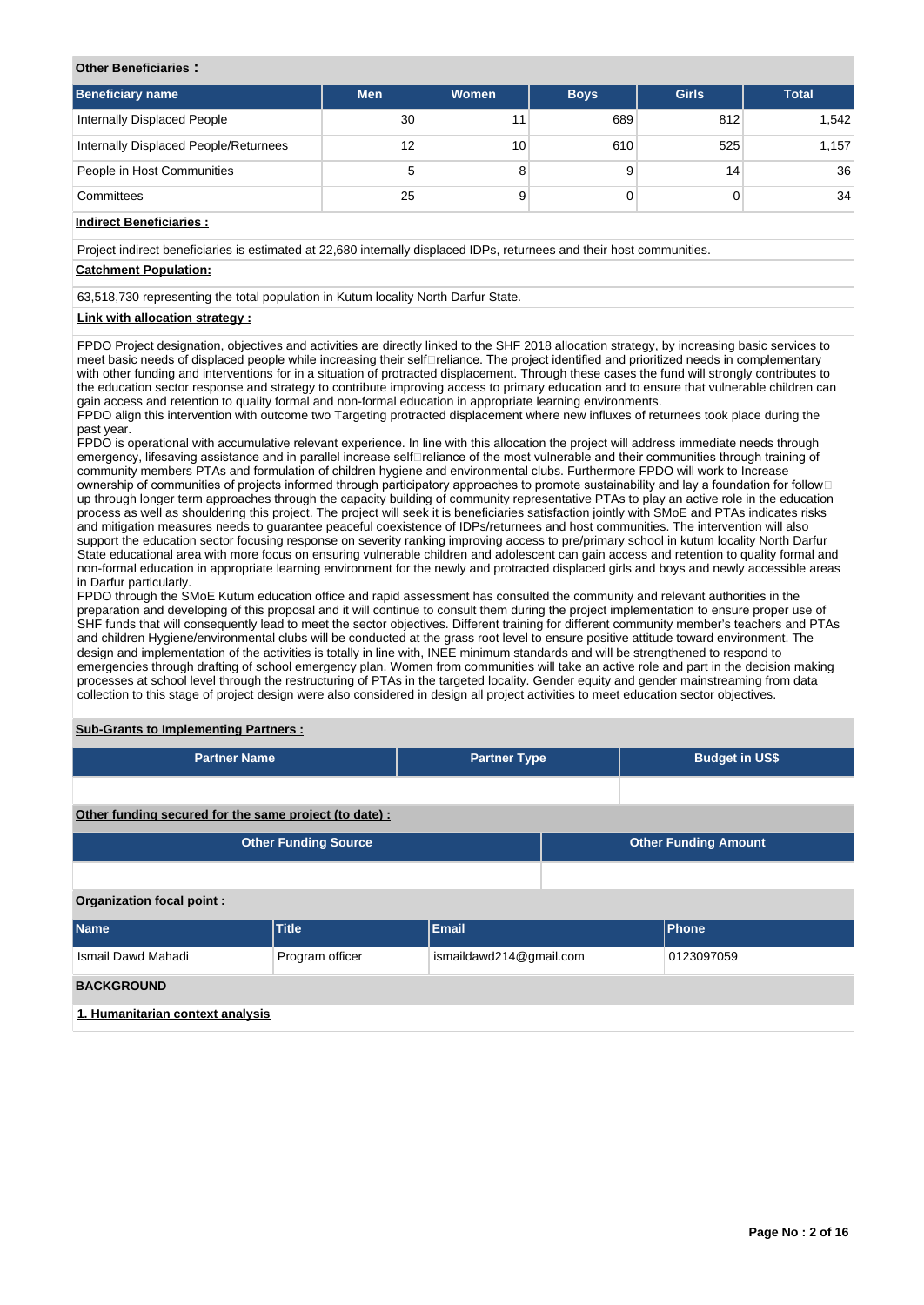**Other Beneficiaries :**

| Beneficiary name | Men | Women | Boys | Girls | Total |
|---|---|---|---|---|---|
| Internally Displaced People | 30 | 11 | 689 | 812 | 1,542 |
| Internally Displaced People/Returnees | 12 | 10 | 610 | 525 | 1,157 |
| People in Host Communities | 5 | 8 | 9 | 14 | 36 |
| Committees | 25 | 9 | 0 | 0 | 34 |

**Indirect Beneficiaries :**

Project indirect beneficiaries is estimated at 22,680 internally displaced IDPs, returnees and their host communities.

**Catchment Population:**

63,518,730 representing the total population in Kutum locality North Darfur State.

**Link with allocation strategy :**

FPDO Project designation, objectives and activities are directly linked to the SHF 2018 allocation strategy, by increasing basic services to meet basic needs of displaced people while increasing their self reliance. The project identified and prioritized needs in complementary with other funding and interventions for in a situation of protracted displacement. Through these cases the fund will strongly contributes to the education sector response and strategy to contribute improving access to primary education and to ensure that vulnerable children can gain access and retention to quality formal and non-formal education in appropriate learning environments.
FPDO align this intervention with outcome two Targeting protracted displacement where new influxes of returnees took place during the past year.
FPDO is operational with accumulative relevant experience. In line with this allocation the project will address immediate needs through emergency, lifesaving assistance and in parallel increase self reliance of the most vulnerable and their communities through training of community members PTAs and formulation of children hygiene and environmental clubs. Furthermore FPDO will work to Increase ownership of communities of projects informed through participatory approaches to promote sustainability and lay a foundation for follow up through longer term approaches through the capacity building of community representative PTAs to play an active role in the education process as well as shouldering this project. The project will seek it is beneficiaries satisfaction jointly with SMoE and PTAs indicates risks and mitigation measures needs to guarantee peaceful coexistence of IDPs/returnees and host communities. The intervention will also support the education sector focusing response on severity ranking improving access to pre/primary school in kutum locality North Darfur State educational area with more focus on ensuring vulnerable children and adolescent can gain access and retention to quality formal and non-formal education in appropriate learning environment for the newly and protracted displaced girls and boys and newly accessible areas in Darfur particularly.
FPDO through the SMoE Kutum education office and rapid assessment has consulted the community and relevant authorities in the preparation and developing of this proposal and it will continue to consult them during the project implementation to ensure proper use of SHF funds that will consequently lead to meet the sector objectives. Different training for different community member's teachers and PTAs and children Hygiene/environmental clubs will be conducted at the grass root level to ensure positive attitude toward environment. The design and implementation of the activities is totally in line with, INEE minimum standards and will be strengthened to respond to emergencies through drafting of school emergency plan. Women from communities will take an active role and part in the decision making processes at school level through the restructuring of PTAs in the targeted locality. Gender equity and gender mainstreaming from data collection to this stage of project design were also considered in design all project activities to meet education sector objectives.

**Sub-Grants to Implementing Partners :**

| Partner Name | Partner Type | Budget in US$ |
|---|---|---|
| | | |

**Other funding secured for the same project (to date) :**

| Other Funding Source | Other Funding Amount |
|---|---|
| | |

**Organization focal point :**

| Name | Title | Email | Phone |
|---|---|---|---|
| Ismail Dawd Mahadi | Program officer | ismaildawd214@gmail.com | 0123097059 |

## BACKGROUND

**1. Humanitarian context analysis**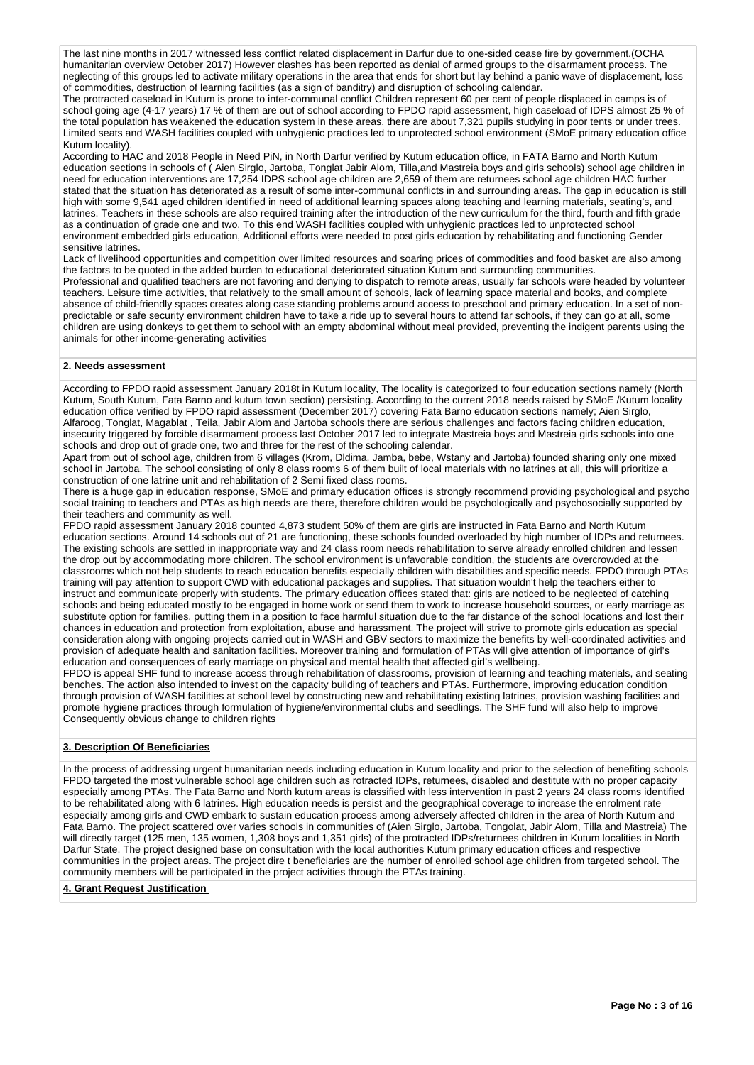The last nine months in 2017 witnessed less conflict related displacement in Darfur due to one-sided cease fire by government.(OCHA humanitarian overview October 2017) However clashes has been reported as denial of armed groups to the disarmament process. The neglecting of this groups led to activate military operations in the area that ends for short but lay behind a panic wave of displacement, loss of commodities, destruction of learning facilities (as a sign of banditry) and disruption of schooling calendar.

The protracted caseload in Kutum is prone to inter-communal conflict Children represent 60 per cent of people displaced in camps is of school going age (4-17 years) 17 % of them are out of school according to FPDO rapid assessment, high caseload of IDPS almost 25 % of the total population has weakened the education system in these areas, there are about 7,321 pupils studying in poor tents or under trees. Limited seats and WASH facilities coupled with unhygienic practices led to unprotected school environment (SMoE primary education office Kutum locality).

According to HAC and 2018 People in Need PiN, in North Darfur verified by Kutum education office, in FATA Barno and North Kutum education sections in schools of ( Aien Sirglo, Jartoba, Tonglat Jabir Alom, Tilla,and Mastreia boys and girls schools) school age children in need for education interventions are 17,254 IDPS school age children are 2,659 of them are returnees school age children HAC further stated that the situation has deteriorated as a result of some inter-communal conflicts in and surrounding areas. The gap in education is still high with some 9,541 aged children identified in need of additional learning spaces along teaching and learning materials, seating's, and latrines. Teachers in these schools are also required training after the introduction of the new curriculum for the third, fourth and fifth grade as a continuation of grade one and two. To this end WASH facilities coupled with unhygienic practices led to unprotected school environment embedded girls education, Additional efforts were needed to post girls education by rehabilitating and functioning Gender sensitive latrines.

Lack of livelihood opportunities and competition over limited resources and soaring prices of commodities and food basket are also among the factors to be quoted in the added burden to educational deteriorated situation Kutum and surrounding communities.

Professional and qualified teachers are not favoring and denying to dispatch to remote areas, usually far schools were headed by volunteer teachers. Leisure time activities, that relatively to the small amount of schools, lack of learning space material and books, and complete absence of child-friendly spaces creates along case standing problems around access to preschool and primary education. In a set of non-predictable or safe security environment children have to take a ride up to several hours to attend far schools, if they can go at all, some children are using donkeys to get them to school with an empty abdominal without meal provided, preventing the indigent parents using the animals for other income-generating activities

## 2. Needs assessment

According to FPDO rapid assessment January 2018t in Kutum locality, The locality is categorized to four education sections namely (North Kutum, South Kutum, Fata Barno and kutum town section) persisting. According to the current 2018 needs raised by SMoE /Kutum locality education office verified by FPDO rapid assessment (December 2017) covering Fata Barno education sections namely; Aien Sirglo, Alfaroog, Tonglat, Magablat , Teila, Jabir Alom and Jartoba schools there are serious challenges and factors facing children education, insecurity triggered by forcible disarmament process last October 2017 led to integrate Mastreia boys and Mastreia girls schools into one schools and drop out of grade one, two and three for the rest of the schooling calendar.

Apart from out of school age, children from 6 villages (Krom, Dldima, Jamba, bebe, Wstany and Jartoba) founded sharing only one mixed school in Jartoba. The school consisting of only 8 class rooms 6 of them built of local materials with no latrines at all, this will prioritize a construction of one latrine unit and rehabilitation of 2 Semi fixed class rooms.

There is a huge gap in education response, SMoE and primary education offices is strongly recommend providing psychological and psycho social training to teachers and PTAs as high needs are there, therefore children would be psychologically and psychosocially supported by their teachers and community as well.

FPDO rapid assessment January 2018 counted 4,873 student 50% of them are girls are instructed in Fata Barno and North Kutum education sections. Around 14 schools out of 21 are functioning, these schools founded overloaded by high number of IDPs and returnees. The existing schools are settled in inappropriate way and 24 class room needs rehabilitation to serve already enrolled children and lessen the drop out by accommodating more children. The school environment is unfavorable condition, the students are overcrowded at the classrooms which not help students to reach education benefits especially children with disabilities and specific needs. FPDO through PTAs training will pay attention to support CWD with educational packages and supplies. That situation wouldn't help the teachers either to instruct and communicate properly with students. The primary education offices stated that: girls are noticed to be neglected of catching schools and being educated mostly to be engaged in home work or send them to work to increase household sources, or early marriage as substitute option for families, putting them in a position to face harmful situation due to the far distance of the school locations and lost their chances in education and protection from exploitation, abuse and harassment. The project will strive to promote girls education as special consideration along with ongoing projects carried out in WASH and GBV sectors to maximize the benefits by well-coordinated activities and provision of adequate health and sanitation facilities. Moreover training and formulation of PTAs will give attention of importance of girl's education and consequences of early marriage on physical and mental health that affected girl's wellbeing.

FPDO is appeal SHF fund to increase access through rehabilitation of classrooms, provision of learning and teaching materials, and seating benches. The action also intended to invest on the capacity building of teachers and PTAs. Furthermore, improving education condition through provision of WASH facilities at school level by constructing new and rehabilitating existing latrines, provision washing facilities and promote hygiene practices through formulation of hygiene/environmental clubs and seedlings. The SHF fund will also help to improve Consequently obvious change to children rights

## 3. Description Of Beneficiaries

In the process of addressing urgent humanitarian needs including education in Kutum locality and prior to the selection of benefiting schools FPDO targeted the most vulnerable school age children such as rotracted IDPs, returnees, disabled and destitute with no proper capacity especially among PTAs. The Fata Barno and North kutum areas is classified with less intervention in past 2 years 24 class rooms identified to be rehabilitated along with 6 latrines. High education needs is persist and the geographical coverage to increase the enrolment rate especially among girls and CWD embark to sustain education process among adversely affected children in the area of North Kutum and Fata Barno. The project scattered over varies schools in communities of (Aien Sirglo, Jartoba, Tongolat, Jabir Alom, Tilla and Mastreia) The will directly target (125 men, 135 women, 1,308 boys and 1,351 girls) of the protracted IDPs/returnees children in Kutum localities in North Darfur State. The project designed base on consultation with the local authorities Kutum primary education offices and respective communities in the project areas. The project dire t beneficiaries are the number of enrolled school age children from targeted school. The community members will be participated in the project activities through the PTAs training.

## 4. Grant Request Justification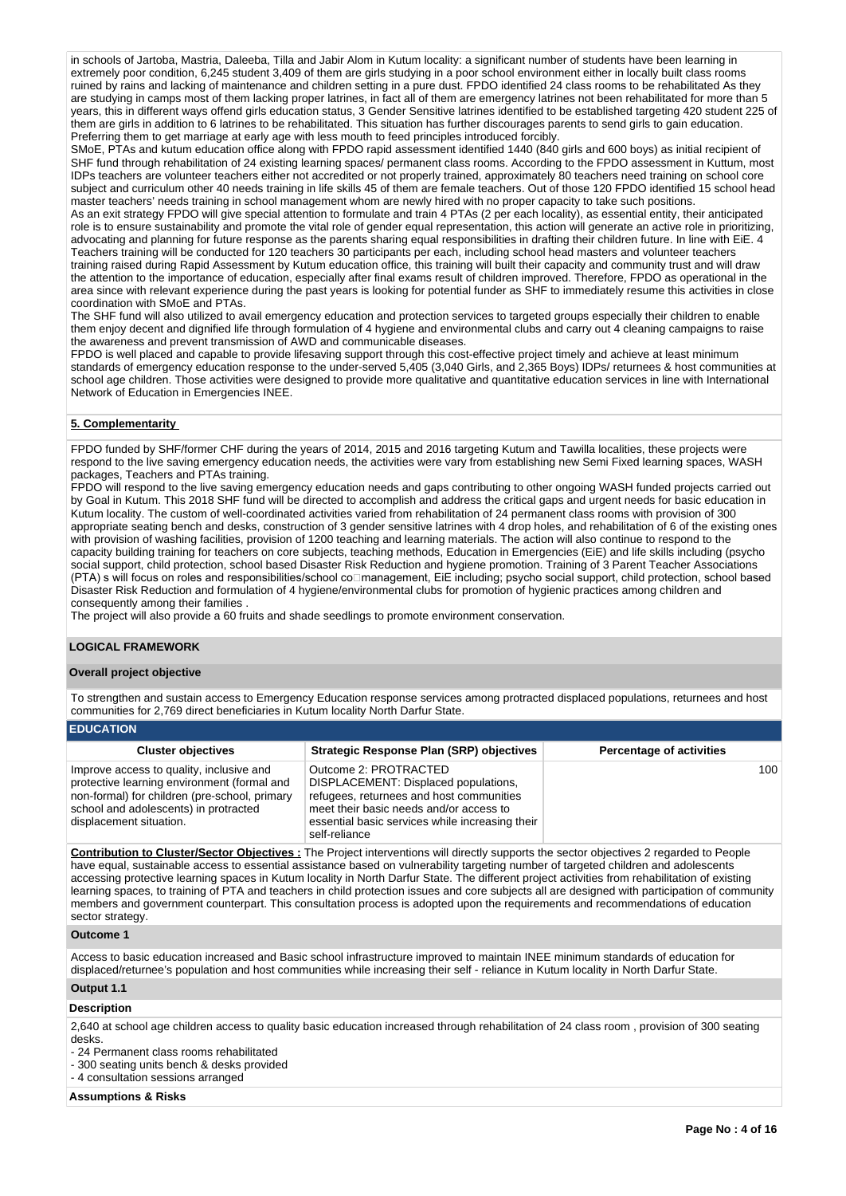in schools of Jartoba, Mastria, Daleeba, Tilla and Jabir Alom in Kutum locality: a significant number of students have been learning in extremely poor condition, 6,245 student 3,409 of them are girls studying in a poor school environment either in locally built class rooms ruined by rains and lacking of maintenance and children setting in a pure dust. FPDO identified 24 class rooms to be rehabilitated As they are studying in camps most of them lacking proper latrines, in fact all of them are emergency latrines not been rehabilitated for more than 5 years, this in different ways offend girls education status, 3 Gender Sensitive latrines identified to be established targeting 420 student 225 of them are girls in addition to 6 latrines to be rehabilitated. This situation has further discourages parents to send girls to gain education. Preferring them to get marriage at early age with less mouth to feed principles introduced forcibly.

SMoE, PTAs and kutum education office along with FPDO rapid assessment identified 1440 (840 girls and 600 boys) as initial recipient of SHF fund through rehabilitation of 24 existing learning spaces/ permanent class rooms. According to the FPDO assessment in Kuttum, most IDPs teachers are volunteer teachers either not accredited or not properly trained, approximately 80 teachers need training on school core subject and curriculum other 40 needs training in life skills 45 of them are female teachers. Out of those 120 FPDO identified 15 school head master teachers' needs training in school management whom are newly hired with no proper capacity to take such positions.

As an exit strategy FPDO will give special attention to formulate and train 4 PTAs (2 per each locality), as essential entity, their anticipated role is to ensure sustainability and promote the vital role of gender equal representation, this action will generate an active role in prioritizing, advocating and planning for future response as the parents sharing equal responsibilities in drafting their children future. In line with EiE. 4 Teachers training will be conducted for 120 teachers 30 participants per each, including school head masters and volunteer teachers training raised during Rapid Assessment by Kutum education office, this training will built their capacity and community trust and will draw the attention to the importance of education, especially after final exams result of children improved. Therefore, FPDO as operational in the area since with relevant experience during the past years is looking for potential funder as SHF to immediately resume this activities in close coordination with SMoE and PTAs.

The SHF fund will also utilized to avail emergency education and protection services to targeted groups especially their children to enable them enjoy decent and dignified life through formulation of 4 hygiene and environmental clubs and carry out 4 cleaning campaigns to raise the awareness and prevent transmission of AWD and communicable diseases.

FPDO is well placed and capable to provide lifesaving support through this cost-effective project timely and achieve at least minimum standards of emergency education response to the under-served 5,405 (3,040 Girls, and 2,365 Boys) IDPs/ returnees & host communities at school age children. Those activities were designed to provide more qualitative and quantitative education services in line with International Network of Education in Emergencies INEE.

## 5. Complementarity

FPDO funded by SHF/former CHF during the years of 2014, 2015 and 2016 targeting Kutum and Tawilla localities, these projects were respond to the live saving emergency education needs, the activities were vary from establishing new Semi Fixed learning spaces, WASH packages, Teachers and PTAs training.

FPDO will respond to the live saving emergency education needs and gaps contributing to other ongoing WASH funded projects carried out by Goal in Kutum. This 2018 SHF fund will be directed to accomplish and address the critical gaps and urgent needs for basic education in Kutum locality. The custom of well-coordinated activities varied from rehabilitation of 24 permanent class rooms with provision of 300 appropriate seating bench and desks, construction of 3 gender sensitive latrines with 4 drop holes, and rehabilitation of 6 of the existing ones with provision of washing facilities, provision of 1200 teaching and learning materials. The action will also continue to respond to the capacity building training for teachers on core subjects, teaching methods, Education in Emergencies (EiE) and life skills including (psycho social support, child protection, school based Disaster Risk Reduction and hygiene promotion. Training of 3 Parent Teacher Associations (PTA) s will focus on roles and responsibilities/school co□management, EiE including; psycho social support, child protection, school based Disaster Risk Reduction and formulation of 4 hygiene/environmental clubs for promotion of hygienic practices among children and consequently among their families .

The project will also provide a 60 fruits and shade seedlings to promote environment conservation.

## LOGICAL FRAMEWORK

### Overall project objective

To strengthen and sustain access to Emergency Education response services among protracted displaced populations, returnees and host communities for 2,769 direct beneficiaries in Kutum locality North Darfur State.

### EDUCATION

| Cluster objectives | Strategic Response Plan (SRP) objectives | Percentage of activities |
|---|---|---|
| Improve access to quality, inclusive and protective learning environment (formal and non-formal) for children (pre-school, primary school and adolescents) in protracted displacement situation. | Outcome 2: PROTRACTED DISPLACEMENT: Displaced populations, refugees, returnees and host communities meet their basic needs and/or access to essential basic services while increasing their self-reliance | 100 |

**Contribution to Cluster/Sector Objectives :** The Project interventions will directly supports the sector objectives 2 regarded to People have equal, sustainable access to essential assistance based on vulnerability targeting number of targeted children and adolescents accessing protective learning spaces in Kutum locality in North Darfur State. The different project activities from rehabilitation of existing learning spaces, to training of PTA and teachers in child protection issues and core subjects all are designed with participation of community members and government counterpart. This consultation process is adopted upon the requirements and recommendations of education sector strategy.

### Outcome 1

Access to basic education increased and Basic school infrastructure improved to maintain INEE minimum standards of education for displaced/returnee's population and host communities while increasing their self - reliance in Kutum locality in North Darfur State.

### Output 1.1

**Description**

2,640 at school age children access to quality basic education increased through rehabilitation of 24 class room , provision of 300 seating desks.

- 24 Permanent class rooms rehabilitated
- 300 seating units bench & desks provided
- 4 consultation sessions arranged

**Assumptions & Risks**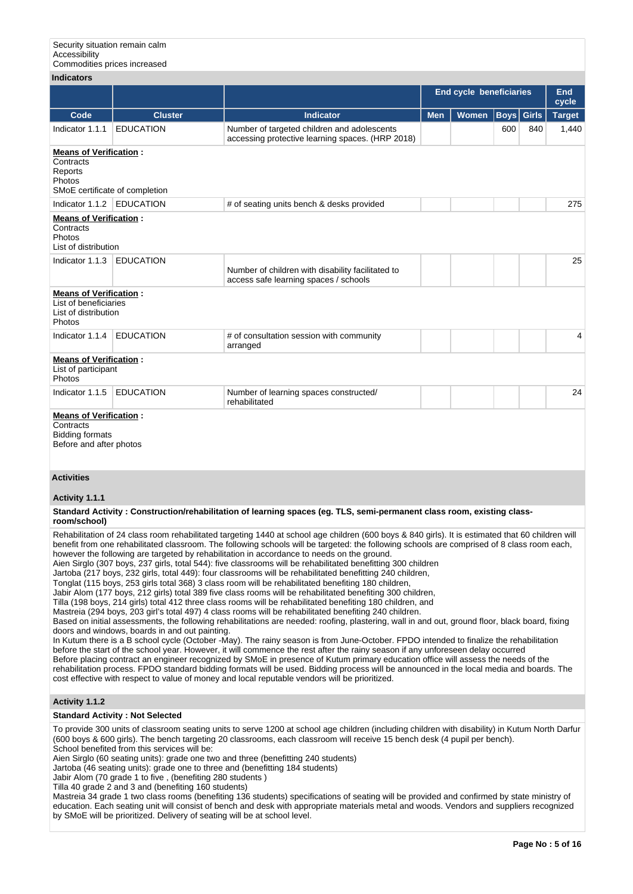Security situation remain calm
Accessibility
Commodities prices increased

**Indicators**

| | | | End cycle beneficiaries | | | | End cycle |
|---|---|---|---|---|---|---|---|
| **Code** | **Cluster** | **Indicator** | **Men** | **Women** | **Boys** | **Girls** | **Target** |
| Indicator 1.1.1 | EDUCATION | Number of targeted children and adolescents accessing protective learning spaces. (HRP 2018) | | | 600 | 840 | 1,440 |

**Means of Verification :**
Contracts
Reports
Photos
SMoE certificate of completion

| | | | | | | | |
|---|---|---|---|---|---|---|---|
| Indicator 1.1.2 | EDUCATION | # of seating units bench & desks provided | | | | | 275 |

**Means of Verification :**
Contracts
Photos
List of distribution

| | | | | | | | |
|---|---|---|---|---|---|---|---|
| Indicator 1.1.3 | EDUCATION | Number of children with disability facilitated to access safe learning spaces / schools | | | | | 25 |

**Means of Verification :**
List of beneficiaries
List of distribution
Photos

| | | | | | | | |
|---|---|---|---|---|---|---|---|
| Indicator 1.1.4 | EDUCATION | # of consultation session with community arranged | | | | | 4 |

**Means of Verification :**
List of participant
Photos

| | | | | | | | |
|---|---|---|---|---|---|---|---|
| Indicator 1.1.5 | EDUCATION | Number of learning spaces constructed/ rehabilitated | | | | | 24 |

**Means of Verification :**
Contracts
Bidding formats
Before and after photos

**Activities**

**Activity 1.1.1**

**Standard Activity : Construction/rehabilitation of learning spaces (eg. TLS, semi-permanent class room, existing class-room/school)**

Rehabilitation of 24 class room rehabilitated targeting 1440 at school age children (600 boys & 840 girls). It is estimated that 60 children will benefit from one rehabilitated classroom. The following schools will be targeted: the following schools are comprised of 8 class room each, however the following are targeted by rehabilitation in accordance to needs on the ground.
Aien Sirglo (307 boys, 237 girls, total 544): five classrooms will be rehabilitated benefitting 300 children
Jartoba (217 boys, 232 girls, total 449): four classrooms will be rehabilitated benefitting 240 children,
Tonglat (115 boys, 253 girls total 368) 3 class room will be rehabilitated benefiting 180 children,
Jabir Alom (177 boys, 212 girls) total 389 five class rooms will be rehabilitated benefiting 300 children,
Tilla (198 boys, 214 girls) total 412 three class rooms will be rehabilitated benefiting 180 children, and
Mastreia (294 boys, 203 girl's total 497) 4 class rooms will be rehabilitated benefiting 240 children.
Based on initial assessments, the following rehabilitations are needed: roofing, plastering, wall in and out, ground floor, black board, fixing doors and windows, boards in and out painting.
In Kutum there is a B school cycle (October -May). The rainy season is from June-October. FPDO intended to finalize the rehabilitation before the start of the school year. However, it will commence the rest after the rainy season if any unforeseen delay occurred
Before placing contract an engineer recognized by SMoE in presence of Kutum primary education office will assess the needs of the rehabilitation process. FPDO standard bidding formats will be used. Bidding process will be announced in the local media and boards. The cost effective with respect to value of money and local reputable vendors will be prioritized.

**Activity 1.1.2**

**Standard Activity : Not Selected**

To provide 300 units of classroom seating units to serve 1200 at school age children (including children with disability) in Kutum North Darfur (600 boys & 600 girls). The bench targeting 20 classrooms, each classroom will receive 15 bench desk (4 pupil per bench).
School benefited from this services will be:
Aien Sirglo (60 seating units): grade one two and three (benefitting 240 students)
Jartoba (46 seating units): grade one to three and (benefitting 184 students)
Jabir Alom (70 grade 1 to five , (benefiting 280 students )
Tilla 40 grade 2 and 3 and (benefiting 160 students)
Mastreia 34 grade 1 two class rooms (benefiting 136 students) specifications of seating will be provided and confirmed by state ministry of education. Each seating unit will consist of bench and desk with appropriate materials metal and woods. Vendors and suppliers recognized by SMoE will be prioritized. Delivery of seating will be at school level.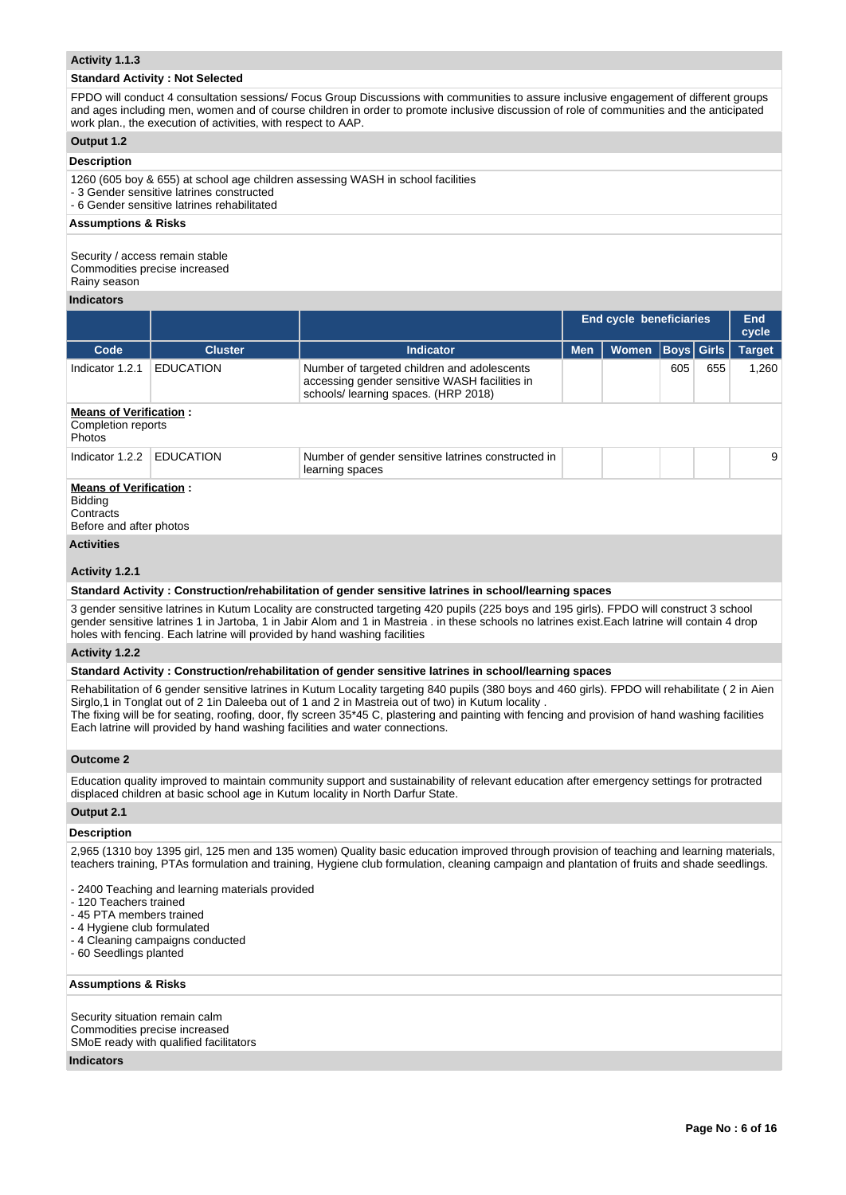**Activity 1.1.3**

**Standard Activity : Not Selected**

FPDO will conduct 4 consultation sessions/ Focus Group Discussions with communities to assure inclusive engagement of different groups and ages including men, women and of course children in order to promote inclusive discussion of role of communities and the anticipated work plan., the execution of activities, with respect to AAP.

**Output 1.2**

**Description**

1260 (605 boy & 655) at school age children assessing WASH in school facilities
- 3 Gender sensitive latrines constructed
- 6 Gender sensitive latrines rehabilitated

**Assumptions & Risks**

Security / access remain stable
Commodities precise increased
Rainy season

**Indicators**

| | | | End cycle beneficiaries | | | | End cycle |
|---|---|---|---|---|---|---|---|
| Code | Cluster | Indicator | Men | Women | Boys | Girls | Target |
| Indicator 1.2.1 | EDUCATION | Number of targeted children and adolescents accessing gender sensitive WASH facilities in schools/ learning spaces. (HRP 2018) | | | 605 | 655 | 1,260 |

**Means of Verification :**
Completion reports
Photos

| Code | Cluster | Indicator | Men | Women | Boys | Girls | Target |
|---|---|---|---|---|---|---|---|
| Indicator 1.2.2 | EDUCATION | Number of gender sensitive latrines constructed in learning spaces | | | | | 9 |

**Means of Verification :**
Bidding
Contracts
Before and after photos

**Activities**

**Activity 1.2.1**

**Standard Activity : Construction/rehabilitation of gender sensitive latrines in school/learning spaces**

3 gender sensitive latrines in Kutum Locality are constructed targeting 420 pupils (225 boys and 195 girls). FPDO will construct 3 school gender sensitive latrines 1 in Jartoba, 1 in Jabir Alom and 1 in Mastreia . in these schools no latrines exist.Each latrine will contain 4 drop holes with fencing. Each latrine will provided by hand washing facilities

**Activity 1.2.2**

**Standard Activity : Construction/rehabilitation of gender sensitive latrines in school/learning spaces**

Rehabilitation of 6 gender sensitive latrines in Kutum Locality targeting 840 pupils (380 boys and 460 girls). FPDO will rehabilitate ( 2 in Aien Sirglo,1 in Tonglat out of 2 1in Daleeba out of 1 and 2 in Mastreia out of two) in Kutum locality .
The fixing will be for seating, roofing, door, fly screen 35*45 C, plastering and painting with fencing and provision of hand washing facilities
Each latrine will provided by hand washing facilities and water connections.

**Outcome 2**

Education quality improved to maintain community support and sustainability of relevant education after emergency settings for protracted displaced children at basic school age in Kutum locality in North Darfur State.

**Output 2.1**

**Description**

2,965 (1310 boy 1395 girl, 125 men and 135 women) Quality basic education improved through provision of teaching and learning materials, teachers training, PTAs formulation and training, Hygiene club formulation, cleaning campaign and plantation of fruits and shade seedlings.

- 2400 Teaching and learning materials provided
- 120 Teachers trained
- 45 PTA members trained
- 4 Hygiene club formulated
- 4 Cleaning campaigns conducted
- 60 Seedlings planted

**Assumptions & Risks**

Security situation remain calm
Commodities precise increased
SMoE ready with qualified facilitators

**Indicators**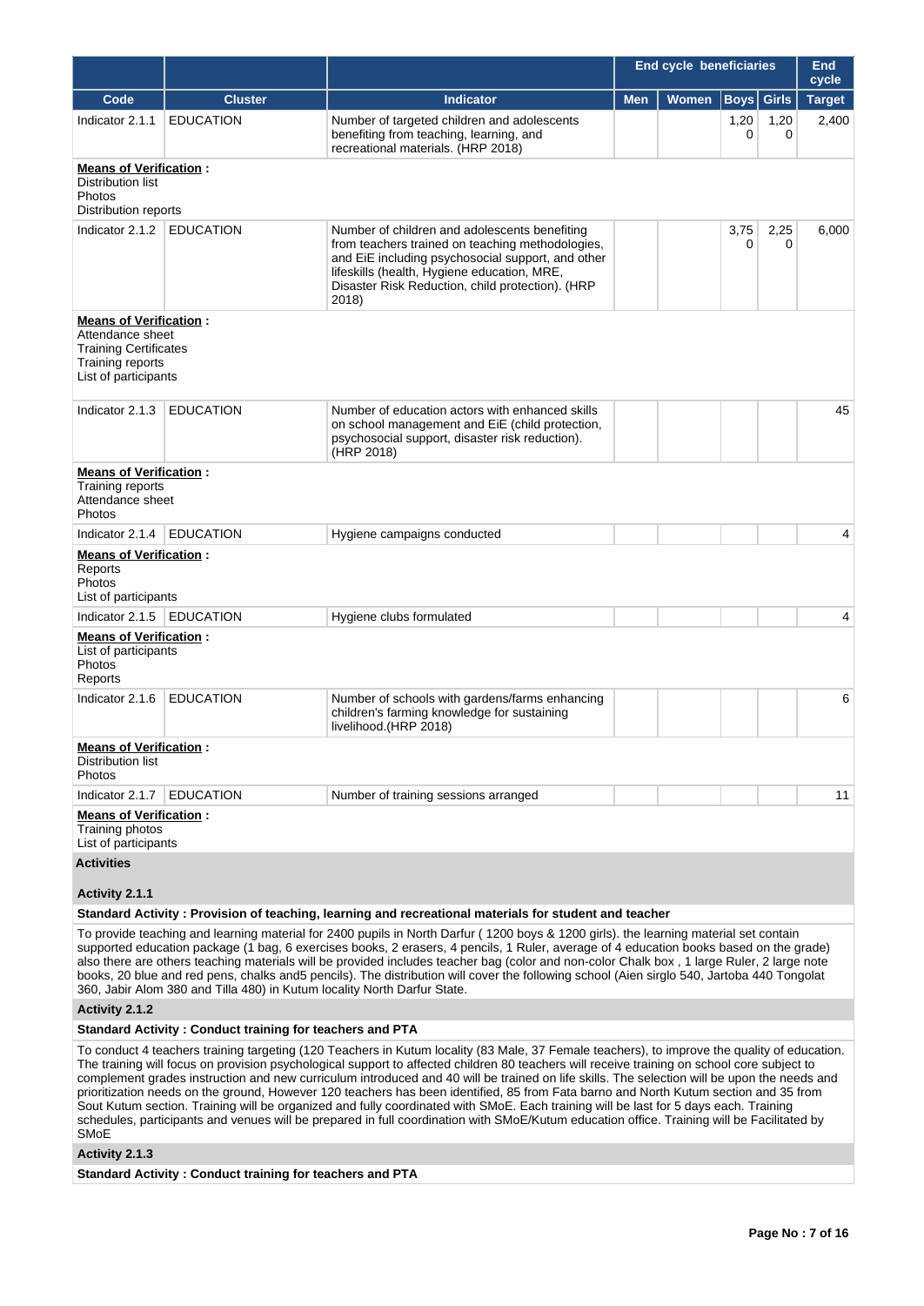| Code | Cluster | Indicator | End cycle beneficiaries | | | | End cycle |
|---|---|---|---|---|---|---|---|
| | | | Men | Women | Boys | Girls | Target |
| Indicator 2.1.1 | EDUCATION | Number of targeted children and adolescents benefiting from teaching, learning, and recreational materials. (HRP 2018) | | | 1,200 | 1,200 | 2,400 |

**Means of Verification :**
Distribution list
Photos
Distribution reports

| Code | Cluster | Indicator | Men | Women | Boys | Girls | Target |
|---|---|---|---|---|---|---|---|
| Indicator 2.1.2 | EDUCATION | Number of children and adolescents benefiting from teachers trained on teaching methodologies, and EiE including psychosocial support, and other lifeskills (health, Hygiene education, MRE, Disaster Risk Reduction, child protection). (HRP 2018) | | | 3,750 | 2,250 | 6,000 |

**Means of Verification :**
Attendance sheet
Training Certificates
Training reports
List of participants

| Code | Cluster | Indicator | Men | Women | Boys | Girls | Target |
|---|---|---|---|---|---|---|---|
| Indicator 2.1.3 | EDUCATION | Number of education actors with enhanced skills on school management and EiE (child protection, psychosocial support, disaster risk reduction). (HRP 2018) | | | | | 45 |

**Means of Verification :**
Training reports
Attendance sheet
Photos

| Code | Cluster | Indicator | Men | Women | Boys | Girls | Target |
|---|---|---|---|---|---|---|---|
| Indicator 2.1.4 | EDUCATION | Hygiene campaigns conducted | | | | | 4 |

**Means of Verification :**
Reports
Photos
List of participants

| Code | Cluster | Indicator | Men | Women | Boys | Girls | Target |
|---|---|---|---|---|---|---|---|
| Indicator 2.1.5 | EDUCATION | Hygiene clubs formulated | | | | | 4 |

**Means of Verification :**
List of participants
Photos
Reports

| Code | Cluster | Indicator | Men | Women | Boys | Girls | Target |
|---|---|---|---|---|---|---|---|
| Indicator 2.1.6 | EDUCATION | Number of schools with gardens/farms enhancing children's farming knowledge for sustaining livelihood.(HRP 2018) | | | | | 6 |

**Means of Verification :**
Distribution list
Photos

| Code | Cluster | Indicator | Men | Women | Boys | Girls | Target |
|---|---|---|---|---|---|---|---|
| Indicator 2.1.7 | EDUCATION | Number of training sessions arranged | | | | | 11 |

**Means of Verification :**
Training photos
List of participants

**Activities**

**Activity 2.1.1**

**Standard Activity : Provision of teaching, learning and recreational materials for student and teacher**

To provide teaching and learning material for 2400 pupils in North Darfur ( 1200 boys & 1200 girls). the learning material set contain supported education package (1 bag, 6 exercises books, 2 erasers, 4 pencils, 1 Ruler, average of 4 education books based on the grade) also there are others teaching materials will be provided includes teacher bag (color and non-color Chalk box , 1 large Ruler, 2 large note books, 20 blue and red pens, chalks and5 pencils). The distribution will cover the following school (Aien sirglo 540, Jartoba 440 Tongolat 360, Jabir Alom 380 and Tilla 480) in Kutum locality North Darfur State.

**Activity 2.1.2**

**Standard Activity : Conduct training for teachers and PTA**

To conduct 4 teachers training targeting (120 Teachers in Kutum locality (83 Male, 37 Female teachers), to improve the quality of education. The training will focus on provision psychological support to affected children 80 teachers will receive training on school core subject to complement grades instruction and new curriculum introduced and 40 will be trained on life skills. The selection will be upon the needs and prioritization needs on the ground, However 120 teachers has been identified, 85 from Fata barno and North Kutum section and 35 from Sout Kutum section. Training will be organized and fully coordinated with SMoE. Each training will be last for 5 days each. Training schedules, participants and venues will be prepared in full coordination with SMoE/Kutum education office. Training will be Facilitated by SMoE

**Activity 2.1.3**

**Standard Activity : Conduct training for teachers and PTA**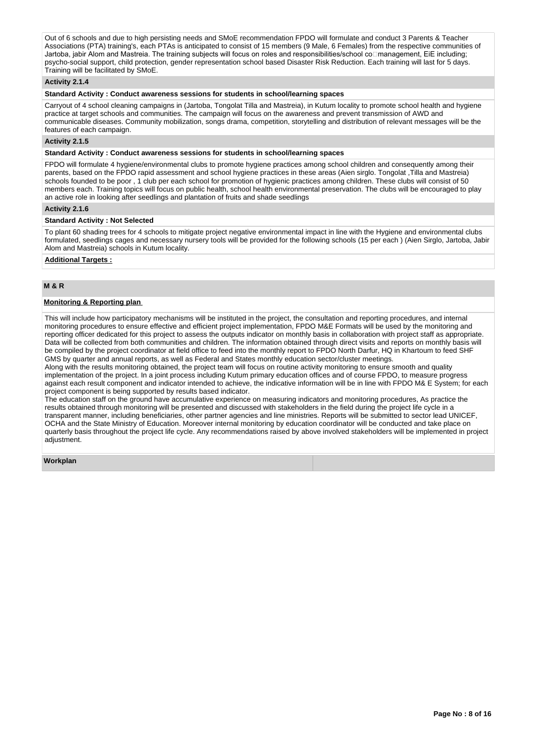Out of 6 schools and due to high persisting needs and SMoE recommendation FPDO will formulate and conduct 3 Parents & Teacher Associations (PTA) training's, each PTAs is anticipated to consist of 15 members (9 Male, 6 Females) from the respective communities of Jartoba, jabir Alom and Mastreia. The training subjects will focus on roles and responsibilities/school co□management, EiE including; psycho-social support, child protection, gender representation school based Disaster Risk Reduction. Each training will last for 5 days. Training will be facilitated by SMoE.

**Activity 2.1.4**

**Standard Activity : Conduct awareness sessions for students in school/learning spaces**

Carryout of 4 school cleaning campaigns in (Jartoba, Tongolat Tilla and Mastreia), in Kutum locality to promote school health and hygiene practice at target schools and communities. The campaign will focus on the awareness and prevent transmission of AWD and communicable diseases. Community mobilization, songs drama, competition, storytelling and distribution of relevant messages will be the features of each campaign.

**Activity 2.1.5**

**Standard Activity : Conduct awareness sessions for students in school/learning spaces**

FPDO will formulate 4 hygiene/environmental clubs to promote hygiene practices among school children and consequently among their parents, based on the FPDO rapid assessment and school hygiene practices in these areas (Aien sirglo. Tongolat ,Tilla and Mastreia) schools founded to be poor , 1 club per each school for promotion of hygienic practices among children. These clubs will consist of 50 members each. Training topics will focus on public health, school health environmental preservation. The clubs will be encouraged to play an active role in looking after seedlings and plantation of fruits and shade seedlings

**Activity 2.1.6**

**Standard Activity : Not Selected**

To plant 60 shading trees for 4 schools to mitigate project negative environmental impact in line with the Hygiene and environmental clubs formulated, seedlings cages and necessary nursery tools will be provided for the following schools (15 per each ) (Aien Sirglo, Jartoba, Jabir Alom and Mastreia) schools in Kutum locality.

**Additional Targets :**

## M & R

**Monitoring & Reporting plan**

This will include how participatory mechanisms will be instituted in the project, the consultation and reporting procedures, and internal monitoring procedures to ensure effective and efficient project implementation, FPDO M&E Formats will be used by the monitoring and reporting officer dedicated for this project to assess the outputs indicator on monthly basis in collaboration with project staff as appropriate. Data will be collected from both communities and children. The information obtained through direct visits and reports on monthly basis will be compiled by the project coordinator at field office to feed into the monthly report to FPDO North Darfur, HQ in Khartoum to feed SHF GMS by quarter and annual reports, as well as Federal and States monthly education sector/cluster meetings.
Along with the results monitoring obtained, the project team will focus on routine activity monitoring to ensure smooth and quality implementation of the project. In a joint process including Kutum primary education offices and of course FPDO, to measure progress against each result component and indicator intended to achieve, the indicative information will be in line with FPDO M& E System; for each project component is being supported by results based indicator.
The education staff on the ground have accumulative experience on measuring indicators and monitoring procedures, As practice the results obtained through monitoring will be presented and discussed with stakeholders in the field during the project life cycle in a transparent manner, including beneficiaries, other partner agencies and line ministries. Reports will be submitted to sector lead UNICEF, OCHA and the State Ministry of Education. Moreover internal monitoring by education coordinator will be conducted and take place on quarterly basis throughout the project life cycle. Any recommendations raised by above involved stakeholders will be implemented in project adjustment.

**Workplan**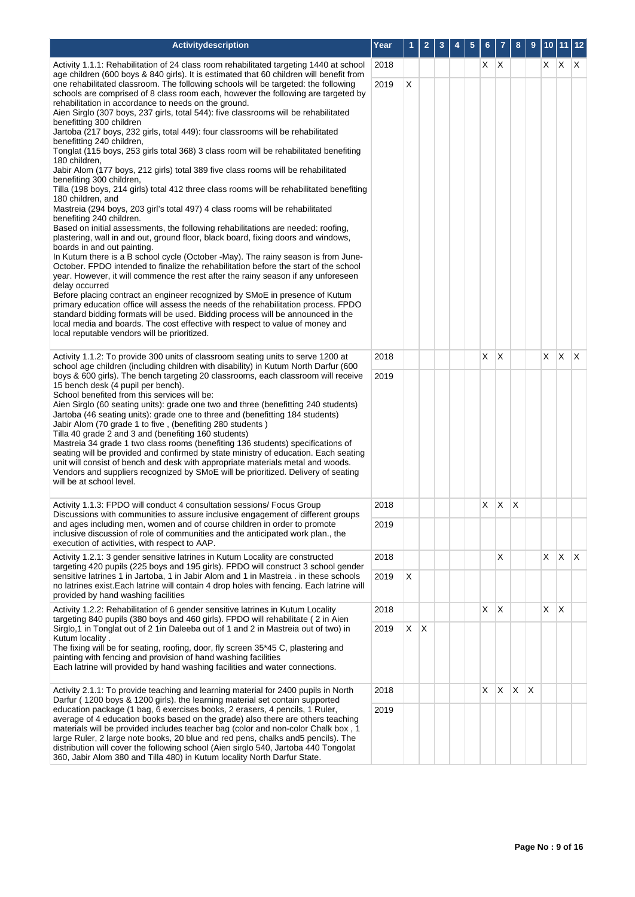| Activitydescription | Year | 1 | 2 | 3 | 4 | 5 | 6 | 7 | 8 | 9 | 10 | 11 | 12 |
|---|---|---|---|---|---|---|---|---|---|---|---|---|---|
| Activity 1.1.1: Rehabilitation of 24 class room rehabilitated targeting 1440 at school age children (600 boys & 840 girls). It is estimated that 60 children will benefit from one rehabilitated classroom. The following schools will be targeted: the following schools are comprised of 8 class room each, however the following are targeted by rehabilitation in accordance to needs on the ground.<br>Aien Sirglo (307 boys, 237 girls, total 544): five classrooms will be rehabilitated benefitting 300 children<br>Jartoba (217 boys, 232 girls, total 449): four classrooms will be rehabilitated benefitting 240 children,<br>Tonglat (115 boys, 253 girls total 368) 3 class room will be rehabilitated benefiting 180 children,<br>Jabir Alom (177 boys, 212 girls) total 389 five class rooms will be rehabilitated benefiting 300 children,<br>Tilla (198 boys, 214 girls) total 412 three class rooms will be rehabilitated benefiting 180 children, and<br>Mastreia (294 boys, 203 girl's total 497) 4 class rooms will be rehabilitated benefiting 240 children.<br>Based on initial assessments, the following rehabilitations are needed: roofing, plastering, wall in and out, ground floor, black board, fixing doors and windows, boards in and out painting.<br>In Kutum there is a B school cycle (October -May). The rainy season is from June-October. FPDO intended to finalize the rehabilitation before the start of the school year. However, it will commence the rest after the rainy season if any unforeseen delay occurred<br>Before placing contract an engineer recognized by SMoE in presence of Kutum primary education office will assess the needs of the rehabilitation process. FPDO standard bidding formats will be used. Bidding process will be announced in the local media and boards. The cost effective with respect to value of money and local reputable vendors will be prioritized. | 2018 | | | | | | X | X | | | X | X | X |
| | 2019 | X | | | | | | | | | | | |
| Activity 1.1.2: To provide 300 units of classroom seating units to serve 1200 at school age children (including children with disability) in Kutum North Darfur (600 boys & 600 girls). The bench targeting 20 classrooms, each classroom will receive 15 bench desk (4 pupil per bench).<br>School benefited from this services will be:<br>Aien Sirglo (60 seating units): grade one two and three (benefitting 240 students)<br>Jartoba (46 seating units): grade one to three and (benefitting 184 students)<br>Jabir Alom (70 grade 1 to five , (benefiting 280 students )<br>Tilla 40 grade 2 and 3 and (benefiting 160 students)<br>Mastreia 34 grade 1 two class rooms (benefiting 136 students) specifications of seating will be provided and confirmed by state ministry of education. Each seating unit will consist of bench and desk with appropriate materials metal and woods. Vendors and suppliers recognized by SMoE will be prioritized. Delivery of seating will be at school level. | 2018 | | | | | | X | X | | | X | X | X |
| | 2019 | | | | | | | | | | | | |
| Activity 1.1.3: FPDO will conduct 4 consultation sessions/ Focus Group Discussions with communities to assure inclusive engagement of different groups and ages including men, women and of course children in order to promote inclusive discussion of role of communities and the anticipated work plan., the execution of activities, with respect to AAP. | 2018 | | | | | | X | X | X | | | | |
| | 2019 | | | | | | | | | | | | |
| Activity 1.2.1: 3 gender sensitive latrines in Kutum Locality are constructed targeting 420 pupils (225 boys and 195 girls). FPDO will construct 3 school gender sensitive latrines 1 in Jartoba, 1 in Jabir Alom and 1 in Mastreia . in these schools no latrines exist.Each latrine will contain 4 drop holes with fencing. Each latrine will provided by hand washing facilities | 2018 | | | | | | | X | | | X | X | X |
| | 2019 | X | | | | | | | | | | | |
| Activity 1.2.2: Rehabilitation of 6 gender sensitive latrines in Kutum Locality targeting 840 pupils (380 boys and 460 girls). FPDO will rehabilitate ( 2 in Aien Sirglo,1 in Tonglat out of 2 1in Daleeba out of 1 and 2 in Mastreia out of two) in Kutum locality .<br>The fixing will be for seating, roofing, door, fly screen 35*45 C, plastering and painting with fencing and provision of hand washing facilities<br>Each latrine will provided by hand washing facilities and water connections. | 2018 | | | | | | X | X | | | X | X | |
| | 2019 | X | X | | | | | | | | | | |
| Activity 2.1.1: To provide teaching and learning material for 2400 pupils in North Darfur ( 1200 boys & 1200 girls). the learning material set contain supported education package (1 bag, 6 exercises books, 2 erasers, 4 pencils, 1 Ruler, average of 4 education books based on the grade) also there are others teaching materials will be provided includes teacher bag (color and non-color Chalk box , 1 large Ruler, 2 large note books, 20 blue and red pens, chalks and5 pencils). The distribution will cover the following school (Aien sirglo 540, Jartoba 440 Tongolat 360, Jabir Alom 380 and Tilla 480) in Kutum locality North Darfur State. | 2018 | | | | | | X | X | X | X | | | |
| | 2019 | | | | | | | | | | | | |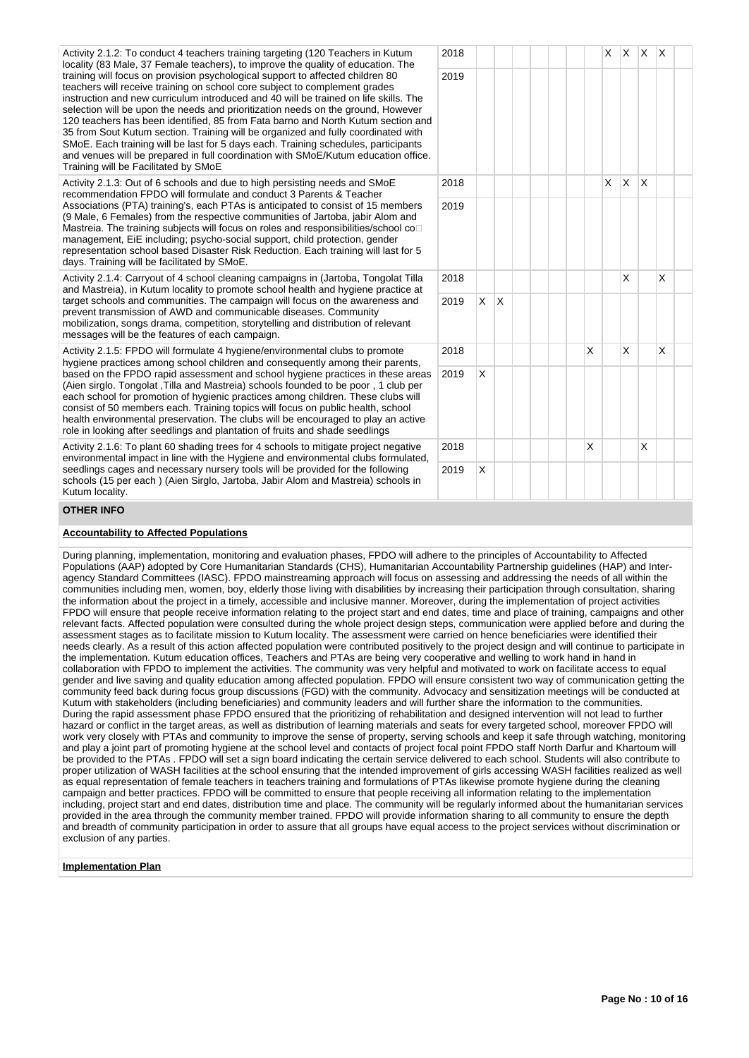| Activity | Year | 1 | 2 | 3 | 4 | 5 | 6 | 7 | 8 | 9 | 10 | 11 | 12 |
|---|---|---|---|---|---|---|---|---|---|---|---|---|---|
| Activity 2.1.2: To conduct 4 teachers training targeting (120 Teachers in Kutum locality (83 Male, 37 Female teachers), to improve the quality of education. The training will focus on provision psychological support to affected children 80 teachers will receive training on school core subject to complement grades instruction and new curriculum introduced and 40 will be trained on life skills. The selection will be upon the needs and prioritization needs on the ground, However 120 teachers has been identified, 85 from Fata barno and North Kutum section and 35 from Sout Kutum section. Training will be organized and fully coordinated with SMoE. Each training will be last for 5 days each. Training schedules, participants and venues will be prepared in full coordination with SMoE/Kutum education office. Training will be Facilitated by SMoE | 2018 | | | | | | | | X | X | X | X | |
| | 2019 | | | | | | | | | | | | |
| Activity 2.1.3: Out of 6 schools and due to high persisting needs and SMoE recommendation FPDO will formulate and conduct 3 Parents & Teacher Associations (PTA) training's, each PTAs is anticipated to consist of 15 members (9 Male, 6 Females) from the respective communities of Jartoba, jabir Alom and Mastreia. The training subjects will focus on roles and responsibilities/school co management, EiE including; psycho-social support, child protection, gender representation school based Disaster Risk Reduction. Each training will last for 5 days. Training will be facilitated by SMoE. | 2018 | | | | | | | | X | X | X | | |
| | 2019 | | | | | | | | | | | | |
| Activity 2.1.4: Carryout of 4 school cleaning campaigns in (Jartoba, Tongolat Tilla and Mastreia), in Kutum locality to promote school health and hygiene practice at target schools and communities. The campaign will focus on the awareness and prevent transmission of AWD and communicable diseases. Community mobilization, songs drama, competition, storytelling and distribution of relevant messages will be the features of each campaign. | 2018 | | | | | | | | | X | | X | |
| | 2019 | X | X | | | | | | | | | | |
| Activity 2.1.5: FPDO will formulate 4 hygiene/environmental clubs to promote hygiene practices among school children and consequently among their parents, based on the FPDO rapid assessment and school hygiene practices in these areas (Aien sirglo. Tongolat ,Tilla and Mastreia) schools founded to be poor , 1 club per each school for promotion of hygienic practices among children. These clubs will consist of 50 members each. Training topics will focus on public health, school health environmental preservation. The clubs will be encouraged to play an active role in looking after seedlings and plantation of fruits and shade seedlings | 2018 | | | | | | | X | | X | | X | |
| | 2019 | X | | | | | | | | | | | |
| Activity 2.1.6: To plant 60 shading trees for 4 schools to mitigate project negative environmental impact in line with the Hygiene and environmental clubs formulated, seedlings cages and necessary nursery tools will be provided for the following schools (15 per each ) (Aien Sirglo, Jartoba, Jabir Alom and Mastreia) schools in Kutum locality. | 2018 | | | | | | | X | | | X | | |
| | 2019 | X | | | | | | | | | | | |

## OTHER INFO

**Accountability to Affected Populations**

During planning, implementation, monitoring and evaluation phases, FPDO will adhere to the principles of Accountability to Affected Populations (AAP) adopted by Core Humanitarian Standards (CHS), Humanitarian Accountability Partnership guidelines (HAP) and Inter-agency Standard Committees (IASC). FPDO mainstreaming approach will focus on assessing and addressing the needs of all within the communities including men, women, boy, elderly those living with disabilities by increasing their participation through consultation, sharing the information about the project in a timely, accessible and inclusive manner. Moreover, during the implementation of project activities FPDO will ensure that people receive information relating to the project start and end dates, time and place of training, campaigns and other relevant facts. Affected population were consulted during the whole project design steps, communication were applied before and during the assessment stages as to facilitate mission to Kutum locality. The assessment were carried on hence beneficiaries were identified their needs clearly. As a result of this action affected population were contributed positively to the project design and will continue to participate in the implementation. Kutum education offices, Teachers and PTAs are being very cooperative and welling to work hand in hand in collaboration with FPDO to implement the activities. The community was very helpful and motivated to work on facilitate access to equal gender and live saving and quality education among affected population. FPDO will ensure consistent two way of communication getting the community feed back during focus group discussions (FGD) with the community. Advocacy and sensitization meetings will be conducted at Kutum with stakeholders (including beneficiaries) and community leaders and will further share the information to the communities. During the rapid assessment phase FPDO ensured that the prioritizing of rehabilitation and designed intervention will not lead to further hazard or conflict in the target areas, as well as distribution of learning materials and seats for every targeted school, moreover FPDO will work very closely with PTAs and community to improve the sense of property, serving schools and keep it safe through watching, monitoring and play a joint part of promoting hygiene at the school level and contacts of project focal point FPDO staff North Darfur and Khartoum will be provided to the PTAs . FPDO will set a sign board indicating the certain service delivered to each school. Students will also contribute to proper utilization of WASH facilities at the school ensuring that the intended improvement of girls accessing WASH facilities realized as well as equal representation of female teachers in teachers training and formulations of PTAs likewise promote hygiene during the cleaning campaign and better practices. FPDO will be committed to ensure that people receiving all information relating to the implementation including, project start and end dates, distribution time and place. The community will be regularly informed about the humanitarian services provided in the area through the community member trained. FPDO will provide information sharing to all community to ensure the depth and breadth of community participation in order to assure that all groups have equal access to the project services without discrimination or exclusion of any parties.

**Implementation Plan**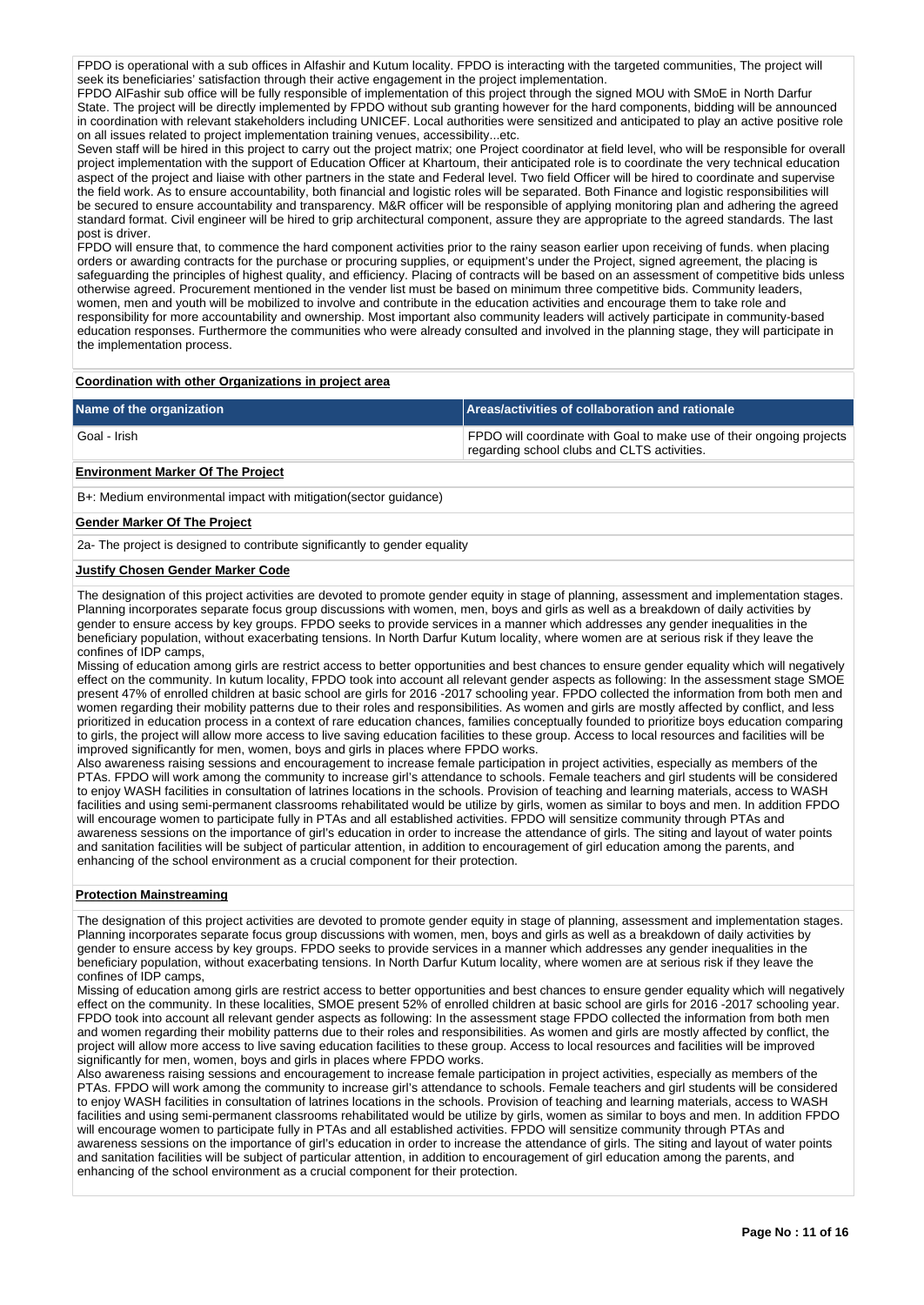FPDO is operational with a sub offices in Alfashir and Kutum locality. FPDO is interacting with the targeted communities, The project will seek its beneficiaries' satisfaction through their active engagement in the project implementation.
FPDO AlFashir sub office will be fully responsible of implementation of this project through the signed MOU with SMoE in North Darfur State. The project will be directly implemented by FPDO without sub granting however for the hard components, bidding will be announced in coordination with relevant stakeholders including UNICEF. Local authorities were sensitized and anticipated to play an active positive role on all issues related to project implementation training venues, accessibility...etc.
Seven staff will be hired in this project to carry out the project matrix; one Project coordinator at field level, who will be responsible for overall project implementation with the support of Education Officer at Khartoum, their anticipated role is to coordinate the very technical education aspect of the project and liaise with other partners in the state and Federal level. Two field Officer will be hired to coordinate and supervise the field work. As to ensure accountability, both financial and logistic roles will be separated. Both Finance and logistic responsibilities will be secured to ensure accountability and transparency. M&R officer will be responsible of applying monitoring plan and adhering the agreed standard format. Civil engineer will be hired to grip architectural component, assure they are appropriate to the agreed standards. The last post is driver.
FPDO will ensure that, to commence the hard component activities prior to the rainy season earlier upon receiving of funds. when placing orders or awarding contracts for the purchase or procuring supplies, or equipment's under the Project, signed agreement, the placing is safeguarding the principles of highest quality, and efficiency. Placing of contracts will be based on an assessment of competitive bids unless otherwise agreed. Procurement mentioned in the vender list must be based on minimum three competitive bids. Community leaders, women, men and youth will be mobilized to involve and contribute in the education activities and encourage them to take role and responsibility for more accountability and ownership. Most important also community leaders will actively participate in community-based education responses. Furthermore the communities who were already consulted and involved in the planning stage, they will participate in the implementation process.

**Coordination with other Organizations in project area**

| Name of the organization | Areas/activities of collaboration and rationale |
|---|---|
| Goal - Irish | FPDO will coordinate with Goal to make use of their ongoing projects regarding school clubs and CLTS activities. |

**Environment Marker Of The Project**

B+: Medium environmental impact with mitigation(sector guidance)

**Gender Marker Of The Project**

2a- The project is designed to contribute significantly to gender equality

**Justify Chosen Gender Marker Code**

The designation of this project activities are devoted to promote gender equity in stage of planning, assessment and implementation stages. Planning incorporates separate focus group discussions with women, men, boys and girls as well as a breakdown of daily activities by gender to ensure access by key groups. FPDO seeks to provide services in a manner which addresses any gender inequalities in the beneficiary population, without exacerbating tensions. In North Darfur Kutum locality, where women are at serious risk if they leave the confines of IDP camps,
Missing of education among girls are restrict access to better opportunities and best chances to ensure gender equality which will negatively effect on the community. In kutum locality, FPDO took into account all relevant gender aspects as following: In the assessment stage SMOE present 47% of enrolled children at basic school are girls for 2016 -2017 schooling year. FPDO collected the information from both men and women regarding their mobility patterns due to their roles and responsibilities. As women and girls are mostly affected by conflict, and less prioritized in education process in a context of rare education chances, families conceptually founded to prioritize boys education comparing to girls, the project will allow more access to live saving education facilities to these group. Access to local resources and facilities will be improved significantly for men, women, boys and girls in places where FPDO works.
Also awareness raising sessions and encouragement to increase female participation in project activities, especially as members of the PTAs. FPDO will work among the community to increase girl's attendance to schools. Female teachers and girl students will be considered to enjoy WASH facilities in consultation of latrines locations in the schools. Provision of teaching and learning materials, access to WASH facilities and using semi-permanent classrooms rehabilitated would be utilize by girls, women as similar to boys and men. In addition FPDO will encourage women to participate fully in PTAs and all established activities. FPDO will sensitize community through PTAs and awareness sessions on the importance of girl's education in order to increase the attendance of girls. The siting and layout of water points and sanitation facilities will be subject of particular attention, in addition to encouragement of girl education among the parents, and enhancing of the school environment as a crucial component for their protection.

**Protection Mainstreaming**

The designation of this project activities are devoted to promote gender equity in stage of planning, assessment and implementation stages. Planning incorporates separate focus group discussions with women, men, boys and girls as well as a breakdown of daily activities by gender to ensure access by key groups. FPDO seeks to provide services in a manner which addresses any gender inequalities in the beneficiary population, without exacerbating tensions. In North Darfur Kutum locality, where women are at serious risk if they leave the confines of IDP camps,
Missing of education among girls are restrict access to better opportunities and best chances to ensure gender equality which will negatively effect on the community. In these localities, SMOE present 52% of enrolled children at basic school are girls for 2016 -2017 schooling year. FPDO took into account all relevant gender aspects as following: In the assessment stage FPDO collected the information from both men and women regarding their mobility patterns due to their roles and responsibilities. As women and girls are mostly affected by conflict, the project will allow more access to live saving education facilities to these group. Access to local resources and facilities will be improved significantly for men, women, boys and girls in places where FPDO works.
Also awareness raising sessions and encouragement to increase female participation in project activities, especially as members of the PTAs. FPDO will work among the community to increase girl's attendance to schools. Female teachers and girl students will be considered to enjoy WASH facilities in consultation of latrines locations in the schools. Provision of teaching and learning materials, access to WASH facilities and using semi-permanent classrooms rehabilitated would be utilize by girls, women as similar to boys and men. In addition FPDO will encourage women to participate fully in PTAs and all established activities. FPDO will sensitize community through PTAs and awareness sessions on the importance of girl's education in order to increase the attendance of girls. The siting and layout of water points and sanitation facilities will be subject of particular attention, in addition to encouragement of girl education among the parents, and enhancing of the school environment as a crucial component for their protection.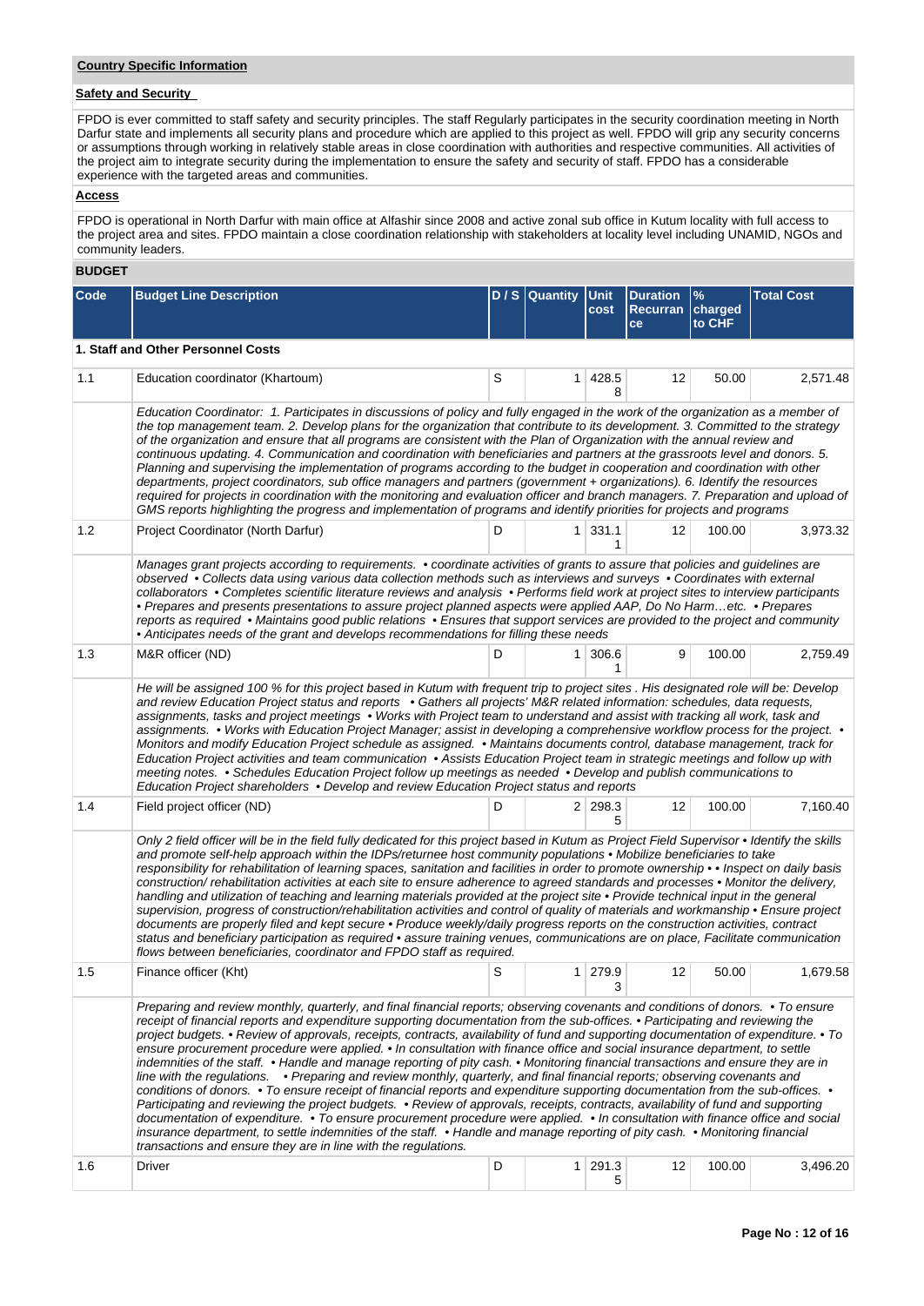**Country Specific Information**

**Safety and Security**

FPDO is ever committed to staff safety and security principles. The staff Regularly participates in the security coordination meeting in North Darfur state and implements all security plans and procedure which are applied to this project as well. FPDO will grip any security concerns or assumptions through working in relatively stable areas in close coordination with authorities and respective communities. All activities of the project aim to integrate security during the implementation to ensure the safety and security of staff. FPDO has a considerable experience with the targeted areas and communities.

**Access**

FPDO is operational in North Darfur with main office at Alfashir since 2008 and active zonal sub office in Kutum locality with full access to the project area and sites. FPDO maintain a close coordination relationship with stakeholders at locality level including UNAMID, NGOs and community leaders.

**BUDGET**

| Code | Budget Line Description | D / S | Quantity | Unit cost | Duration Recurrance | % charged to CHF | Total Cost |
|---|---|---|---|---|---|---|---|
| **1. Staff and Other Personnel Costs** | | | | | | | |
| 1.1 | Education coordinator (Khartoum) | S | 1 | 428.58 | 12 | 50.00 | 2,571.48 |
| | *Education Coordinator: 1. Participates in discussions of policy and fully engaged in the work of the organization as a member of the top management team. 2. Develop plans for the organization that contribute to its development. 3. Committed to the strategy of the organization and ensure that all programs are consistent with the Plan of Organization with the annual review and continuous updating. 4. Communication and coordination with beneficiaries and partners at the grassroots level and donors. 5. Planning and supervising the implementation of programs according to the budget in cooperation and coordination with other departments, project coordinators, sub office managers and partners (government + organizations). 6. Identify the resources required for projects in coordination with the monitoring and evaluation officer and branch managers. 7. Preparation and upload of GMS reports highlighting the progress and implementation of programs and identify priorities for projects and programs* | | | | | | |
| 1.2 | Project Coordinator (North Darfur) | D | 1 | 331.11 | 12 | 100.00 | 3,973.32 |
| | *Manages grant projects according to requirements. • coordinate activities of grants to assure that policies and guidelines are observed • Collects data using various data collection methods such as interviews and surveys • Coordinates with external collaborators • Completes scientific literature reviews and analysis • Performs field work at project sites to interview participants • Prepares and presents presentations to assure project planned aspects were applied AAP, Do No Harm…etc. • Prepares reports as required • Maintains good public relations • Ensures that support services are provided to the project and community • Anticipates needs of the grant and develops recommendations for filling these needs* | | | | | | |
| 1.3 | M&R officer (ND) | D | 1 | 306.61 | 9 | 100.00 | 2,759.49 |
| | *He will be assigned 100 % for this project based in Kutum with frequent trip to project sites . His designated role will be: Develop and review Education Project status and reports • Gathers all projects' M&R related information: schedules, data requests, assignments, tasks and project meetings • Works with Project team to understand and assist with tracking all work, task and assignments. • Works with Education Project Manager; assist in developing a comprehensive workflow process for the project. • Monitors and modify Education Project schedule as assigned. • Maintains documents control, database management, track for Education Project activities and team communication • Assists Education Project team in strategic meetings and follow up with meeting notes. • Schedules Education Project follow up meetings as needed • Develop and publish communications to Education Project shareholders • Develop and review Education Project status and reports* | | | | | | |
| 1.4 | Field project officer (ND) | D | 2 | 298.35 | 12 | 100.00 | 7,160.40 |
| | *Only 2 field officer will be in the field fully dedicated for this project based in Kutum as Project Field Supervisor • Identify the skills and promote self-help approach within the IDPs/returnee host community populations • Mobilize beneficiaries to take responsibility for rehabilitation of learning spaces, sanitation and facilities in order to promote ownership • • Inspect on daily basis construction/ rehabilitation activities at each site to ensure adherence to agreed standards and processes • Monitor the delivery, handling and utilization of teaching and learning materials provided at the project site • Provide technical input in the general supervision, progress of construction/rehabilitation activities and control of quality of materials and workmanship • Ensure project documents are properly filed and kept secure • Produce weekly/daily progress reports on the construction activities, contract status and beneficiary participation as required • assure training venues, communications are on place, Facilitate communication flows between beneficiaries, coordinator and FPDO staff as required.* | | | | | | |
| 1.5 | Finance officer (Kht) | S | 1 | 279.93 | 12 | 50.00 | 1,679.58 |
| | *Preparing and review monthly, quarterly, and final financial reports; observing covenants and conditions of donors. • To ensure receipt of financial reports and expenditure supporting documentation from the sub-offices. • Participating and reviewing the project budgets. • Review of approvals, receipts, contracts, availability of fund and supporting documentation of expenditure. • To ensure procurement procedure were applied. • In consultation with finance office and social insurance department, to settle indemnities of the staff. • Handle and manage reporting of pity cash. • Monitoring financial transactions and ensure they are in line with the regulations. • Preparing and review monthly, quarterly, and final financial reports; observing covenants and conditions of donors. • To ensure receipt of financial reports and expenditure supporting documentation from the sub-offices. • Participating and reviewing the project budgets. • Review of approvals, receipts, contracts, availability of fund and supporting documentation of expenditure. • To ensure procurement procedure were applied. • In consultation with finance office and social insurance department, to settle indemnities of the staff. • Handle and manage reporting of pity cash. • Monitoring financial transactions and ensure they are in line with the regulations.* | | | | | | |
| 1.6 | Driver | D | 1 | 291.35 | 12 | 100.00 | 3,496.20 |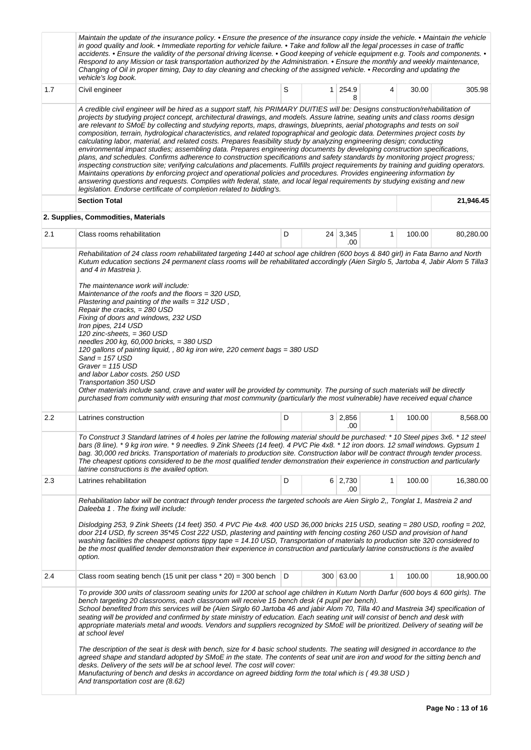| | | | | | | | |
|---|---|---|---|---|---|---|---|
| | Maintain the update of the insurance policy. • Ensure the presence of the insurance copy inside the vehicle. • Maintain the vehicle in good quality and look. • Immediate reporting for vehicle failure. • Take and follow all the legal processes in case of traffic accidents. • Ensure the validity of the personal driving license. • Good keeping of vehicle equipment e.g. Tools and components. • Respond to any Mission or task transportation authorized by the Administration. • Ensure the monthly and weekly maintenance, Changing of Oil in proper timing, Day to day cleaning and checking of the assigned vehicle. • Recording and updating the vehicle's log book. | | | | | | |
| 1.7 | Civil engineer | S | 1 | 254.98 | 4 | 30.00 | 305.98 |
| | A credible civil engineer will be hired as a support staff, his PRIMARY DUITIES will be: Designs construction/rehabilitation of projects by studying project concept, architectural drawings, and models. Assure latrine, seating units and class rooms design are relevant to SMoE by collecting and studying reports, maps, drawings, blueprints, aerial photographs and tests on soil composition, terrain, hydrological characteristics, and related topographical and geologic data. Determines project costs by calculating labor, material, and related costs. Prepares feasibility study by analyzing engineering design; conducting environmental impact studies; assembling data. Prepares engineering documents by developing construction specifications, plans, and schedules. Confirms adherence to construction specifications and safety standards by monitoring project progress; inspecting construction site; verifying calculations and placements. Fulfills project requirements by training and guiding operators. Maintains operations by enforcing project and operational policies and procedures. Provides engineering information by answering questions and requests. Complies with federal, state, and local legal requirements by studying existing and new legislation. Endorse certificate of completion related to bidding's. | | | | | | |
| | **Section Total** | | | | | | **21,946.45** |
| | **2. Supplies, Commodities, Materials** | | | | | | |
| 2.1 | Class rooms rehabilitation | D | 24 | 3,345.00 | 1 | 100.00 | 80,280.00 |
| | Rehabilitation of 24 class room rehabilitated targeting 1440 at school age children (600 boys & 840 girl) in Fata Barno and North Kutum education sections 24 permanent class rooms will be rehabilitated accordingly (Aien Sirglo 5, Jartoba 4, Jabir Alom 5 Tilla3 and 4 in Mastreia ).<br><br>The maintenance work will include:<br>Maintenance of the roofs and the floors = 320 USD,<br>Plastering and painting of the walls = 312 USD ,<br>Repair the cracks, = 280 USD<br>Fixing of doors and windows, 232 USD<br>Iron pipes, 214 USD<br>120 zinc-sheets, = 360 USD<br>needles 200 kg, 60,000 bricks, = 380 USD<br>120 gallons of painting liquid, , 80 kg iron wire, 220 cement bags = 380 USD<br>Sand = 157 USD<br>Graver = 115 USD<br>and labor Labor costs. 250 USD<br>Transportation 350 USD<br>Other materials include sand, crave and water will be provided by community. The pursing of such materials will be directly purchased from community with ensuring that most community (particularly the most vulnerable) have received equal chance | | | | | | |
| 2.2 | Latrines construction | D | 3 | 2,856.00 | 1 | 100.00 | 8,568.00 |
| | To Construct 3 Standard latrines of 4 holes per latrine the following material should be purchased: * 10 Steel pipes 3x6. * 12 steel bars (8 line). * 9 kg iron wire. * 9 needles. 9 Zink Sheets (14 feet). 4 PVC Pie 4x8. * 12 iron doors. 12 small windows. Gypsum 1 bag. 30,000 red bricks. Transportation of materials to production site. Construction labor will be contract through tender process. The cheapest options considered to be the most qualified tender demonstration their experience in construction and particularly latrine constructions is the availed option. | | | | | | |
| 2.3 | Latrines rehabilitation | D | 6 | 2,730.00 | 1 | 100.00 | 16,380.00 |
| | Rehabilitation labor will be contract through tender process the targeted schools are Aien Sirglo 2,, Tonglat 1, Mastreia 2 and Daleeba 1 . The fixing will include:<br><br>Dislodging 253, 9 Zink Sheets (14 feet) 350. 4 PVC Pie 4x8. 400 USD 36,000 bricks 215 USD, seating = 280 USD, roofing = 202, door 214 USD, fly screen 35*45 Cost 222 USD, plastering and painting with fencing costing 260 USD and provision of hand washing facilities the cheapest options tippy tape = 14.10 USD, Transportation of materials to production site 320 considered to be the most qualified tender demonstration their experience in construction and particularly latrine constructions is the availed option. | | | | | | |
| 2.4 | Class room seating bench (15 unit per class * 20) = 300 bench | D | 300 | 63.00 | 1 | 100.00 | 18,900.00 |
| | To provide 300 units of classroom seating units for 1200 at school age children in Kutum North Darfur (600 boys & 600 girls). The bench targeting 20 classrooms, each classroom will receive 15 bench desk (4 pupil per bench).<br>School benefited from this services will be (Aien Sirglo 60 Jartoba 46 and jabir Alom 70, Tilla 40 and Mastreia 34) specification of seating will be provided and confirmed by state ministry of education. Each seating unit will consist of bench and desk with appropriate materials metal and woods. Vendors and suppliers recognized by SMoE will be prioritized. Delivery of seating will be at school level<br><br>The description of the seat is desk with bench, size for 4 basic school students. The seating will designed in accordance to the agreed shape and standard adopted by SMoE in the state. The contents of seat unit are iron and wood for the sitting bench and desks. Delivery of the sets will be at school level. The cost will cover:<br>Manufacturing of bench and desks in accordance on agreed bidding form the total which is ( 49.38 USD )<br>And transportation cost are (8.62) | | | | | | |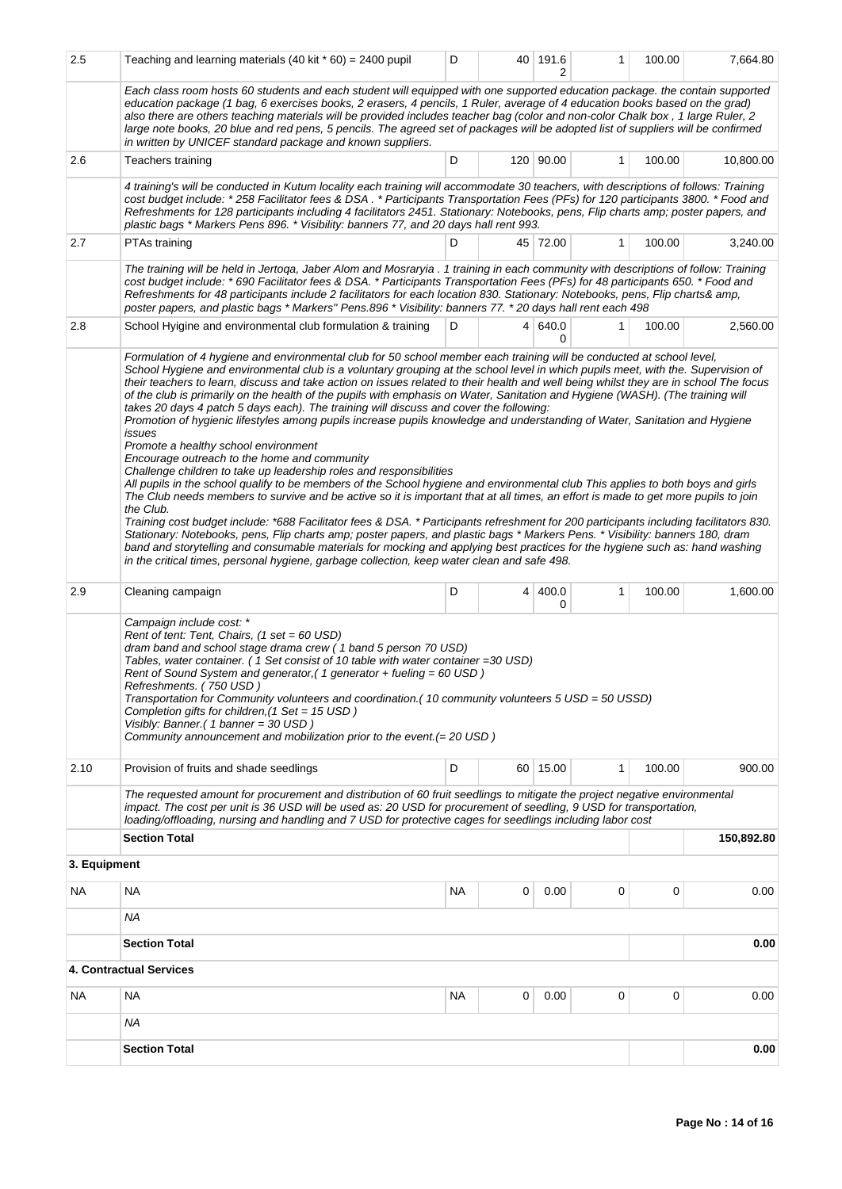| | | | | | | | |
|---|---|---|---|---|---|---|---|
| 2.5 | Teaching and learning materials (40 kit * 60) = 2400 pupil | D | 40 | 191.62 | 1 | 100.00 | 7,664.80 |
| | *Each class room hosts 60 students and each student will equipped with one supported education package. the contain supported education package (1 bag, 6 exercises books, 2 erasers, 4 pencils, 1 Ruler, average of 4 education books based on the grad) also there are others teaching materials will be provided includes teacher bag (color and non-color Chalk box , 1 large Ruler, 2 large note books, 20 blue and red pens, 5 pencils. The agreed set of packages will be adopted list of suppliers will be confirmed in written by UNICEF standard package and known suppliers.* | | | | | | |
| 2.6 | Teachers training | D | 120 | 90.00 | 1 | 100.00 | 10,800.00 |
| | *4 training's will be conducted in Kutum locality each training will accommodate 30 teachers, with descriptions of follows: Training cost budget include: * 258 Facilitator fees & DSA . * Participants Transportation Fees (PFs) for 120 participants 3800. * Food and Refreshments for 128 participants including 4 facilitators 2451. Stationary: Notebooks, pens, Flip charts amp; poster papers, and plastic bags * Markers Pens 896. * Visibility: banners 77, and 20 days hall rent 993.* | | | | | | |
| 2.7 | PTAs training | D | 45 | 72.00 | 1 | 100.00 | 3,240.00 |
| | *The training will be held in Jertoqa, Jaber Alom and Mosraryia . 1 training in each community with descriptions of follow: Training cost budget include: * 690 Facilitator fees & DSA. * Participants Transportation Fees (PFs) for 48 participants 650. * Food and Refreshments for 48 participants include 2 facilitators for each location 830. Stationary: Notebooks, pens, Flip charts& amp, poster papers, and plastic bags * Markers" Pens.896 * Visibility: banners 77. * 20 days hall rent each 498* | | | | | | |
| 2.8 | School Hyigine and environmental club formulation & training | D | 4 | 640.00 | 1 | 100.00 | 2,560.00 |
| | *Formulation of 4 hygiene and environmental club for 50 school member each training will be conducted at school level, School Hygiene and environmental club is a voluntary grouping at the school level in which pupils meet, with the. Supervision of their teachers to learn, discuss and take action on issues related to their health and well being whilst they are in school The focus of the club is primarily on the health of the pupils with emphasis on Water, Sanitation and Hygiene (WASH). (The training will takes 20 days 4 patch 5 days each). The training will discuss and cover the following: Promotion of hygienic lifestyles among pupils increase pupils knowledge and understanding of Water, Sanitation and Hygiene issues Promote a healthy school environment Encourage outreach to the home and community Challenge children to take up leadership roles and responsibilities All pupils in the school qualify to be members of the School hygiene and environmental club This applies to both boys and girls The Club needs members to survive and be active so it is important that at all times, an effort is made to get more pupils to join the Club. Training cost budget include: *688 Facilitator fees & DSA. * Participants refreshment for 200 participants including facilitators 830. Stationary: Notebooks, pens, Flip charts amp; poster papers, and plastic bags * Markers Pens. * Visibility: banners 180, dram band and storytelling and consumable materials for mocking and applying best practices for the hygiene such as: hand washing in the critical times, personal hygiene, garbage collection, keep water clean and safe 498.* | | | | | | |
| 2.9 | Cleaning campaign | D | 4 | 400.00 | 1 | 100.00 | 1,600.00 |
| | *Campaign include cost: * Rent of tent: Tent, Chairs, (1 set = 60 USD) dram band and school stage drama crew ( 1 band 5 person 70 USD) Tables, water container. ( 1 Set consist of 10 table with water container =30 USD) Rent of Sound System and generator,( 1 generator + fueling = 60 USD ) Refreshments. ( 750 USD ) Transportation for Community volunteers and coordination.( 10 community volunteers 5 USD = 50 USSD) Completion gifts for children,(1 Set = 15 USD ) Visibly: Banner.( 1 banner = 30 USD ) Community announcement and mobilization prior to the event.(= 20 USD )* | | | | | | |
| 2.10 | Provision of fruits and shade seedlings | D | 60 | 15.00 | 1 | 100.00 | 900.00 |
| | *The requested amount for procurement and distribution of 60 fruit seedlings to mitigate the project negative environmental impact. The cost per unit is 36 USD will be used as: 20 USD for procurement of seedling, 9 USD for transportation, loading/offloading, nursing and handling and 7 USD for protective cages for seedlings including labor cost* | | | | | | |
| | **Section Total** | | | | | | **150,892.80** |
| **3. Equipment** | | | | | | | |
| NA | NA | NA | 0 | 0.00 | 0 | 0 | 0.00 |
| | *NA* | | | | | | |
| | **Section Total** | | | | | | **0.00** |
| **4. Contractual Services** | | | | | | | |
| NA | NA | NA | 0 | 0.00 | 0 | 0 | 0.00 |
| | *NA* | | | | | | |
| | **Section Total** | | | | | | **0.00** |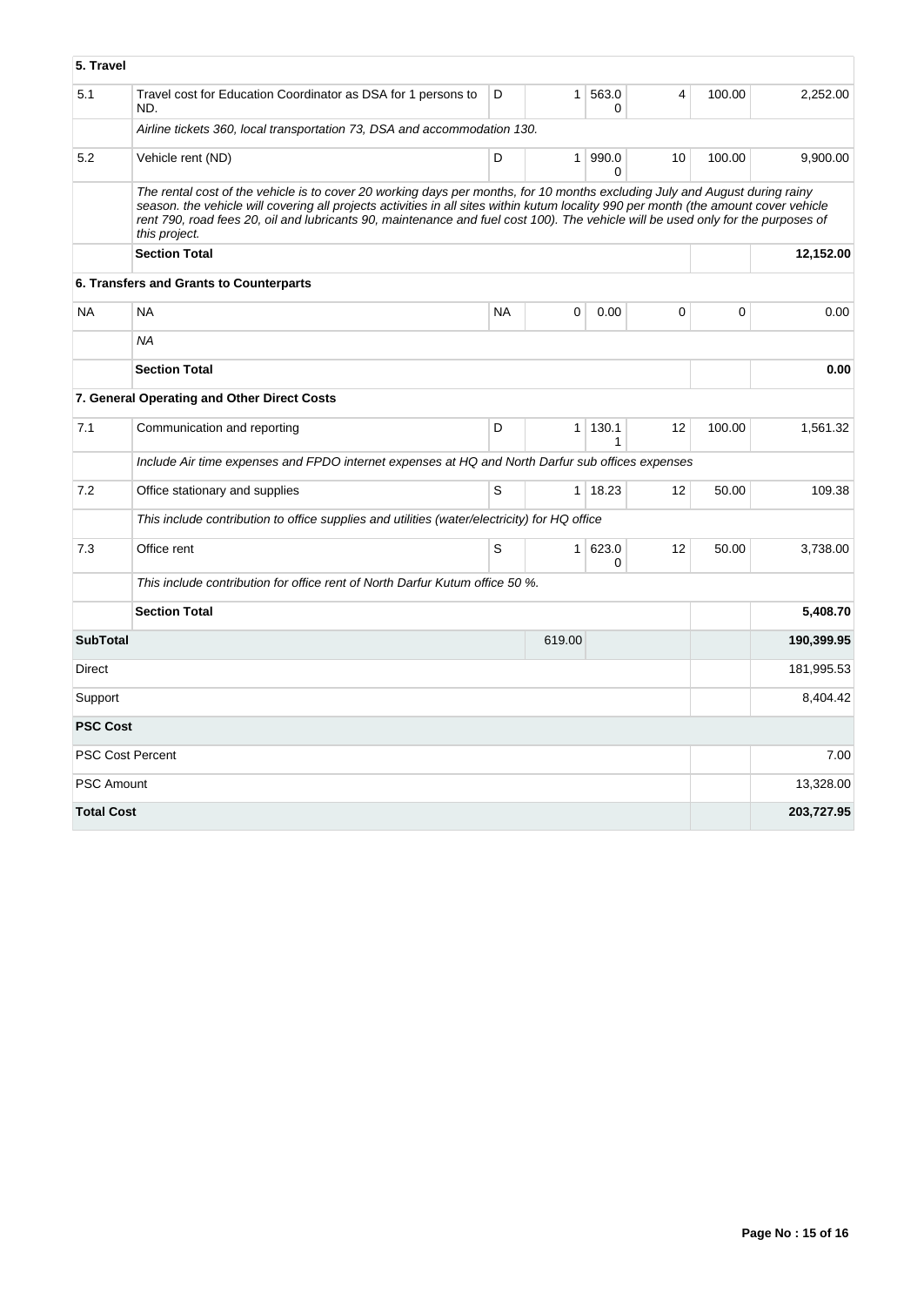| 5. Travel | | | | | | | |
|---|---|---|---|---|---|---|---|
| 5.1 | Travel cost for Education Coordinator as DSA for 1 persons to ND. | D | 1 | 563.00 | 4 | 100.00 | 2,252.00 |
| | *Airline tickets 360, local transportation 73, DSA and accommodation 130.* | | | | | | |
| 5.2 | Vehicle rent (ND) | D | 1 | 990.00 | 10 | 100.00 | 9,900.00 |
| | *The rental cost of the vehicle is to cover 20 working days per months, for 10 months excluding July and August during rainy season. the vehicle will covering all projects activities in all sites within kutum locality 990 per month (the amount cover vehicle rent 790, road fees 20, oil and lubricants 90, maintenance and fuel cost 100). The vehicle will be used only for the purposes of this project.* | | | | | | |
| | **Section Total** | | | | | | **12,152.00** |
| **6. Transfers and Grants to Counterparts** | | | | | | | |
| NA | NA | NA | 0 | 0.00 | 0 | 0 | 0.00 |
| | *NA* | | | | | | |
| | **Section Total** | | | | | | **0.00** |
| **7. General Operating and Other Direct Costs** | | | | | | | |
| 7.1 | Communication and reporting | D | 1 | 130.11 | 12 | 100.00 | 1,561.32 |
| | *Include Air time expenses and FPDO internet expenses at HQ and North Darfur sub offices expenses* | | | | | | |
| 7.2 | Office stationary and supplies | S | 1 | 18.23 | 12 | 50.00 | 109.38 |
| | *This include contribution to office supplies and utilities (water/electricity) for HQ office* | | | | | | |
| 7.3 | Office rent | S | 1 | 623.00 | 12 | 50.00 | 3,738.00 |
| | *This include contribution for office rent of North Darfur Kutum office 50 %.* | | | | | | |
| | **Section Total** | | | | | | **5,408.70** |
| **SubTotal** | | | 619.00 | | | | **190,399.95** |
| Direct | | | | | | | 181,995.53 |
| Support | | | | | | | 8,404.42 |
| **PSC Cost** | | | | | | | |
| PSC Cost Percent | | | | | | | 7.00 |
| PSC Amount | | | | | | | 13,328.00 |
| **Total Cost** | | | | | | | **203,727.95** |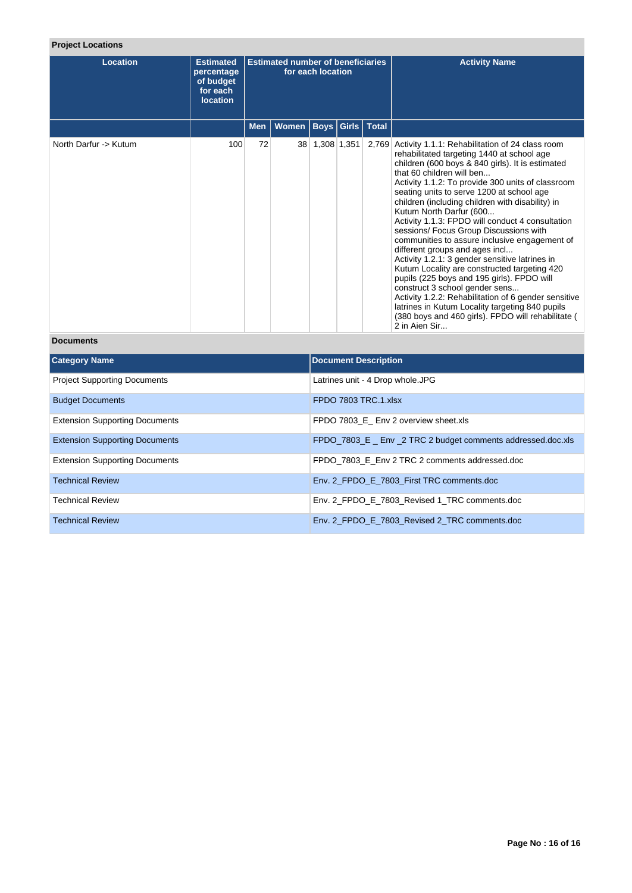## Project Locations

| Location | Estimated percentage of budget for each location | Estimated number of beneficiaries for each location | | | | | Activity Name |
|---|---|---|---|---|---|---|---|
| | | Men | Women | Boys | Girls | Total | |
| North Darfur -> Kutum | 100 | 72 | 38 | 1,308 | 1,351 | 2,769 | Activity 1.1.1: Rehabilitation of 24 class room rehabilitated targeting 1440 at school age children (600 boys & 840 girls). It is estimated that 60 children will ben...<br>Activity 1.1.2: To provide 300 units of classroom seating units to serve 1200 at school age children (including children with disability) in Kutum North Darfur (600...<br>Activity 1.1.3: FPDO will conduct 4 consultation sessions/ Focus Group Discussions with communities to assure inclusive engagement of different groups and ages incl...<br>Activity 1.2.1: 3 gender sensitive latrines in Kutum Locality are constructed targeting 420 pupils (225 boys and 195 girls). FPDO will construct 3 school gender sens...<br>Activity 1.2.2: Rehabilitation of 6 gender sensitive latrines in Kutum Locality targeting 840 pupils (380 boys and 460 girls). FPDO will rehabilitate ( 2 in Aien Sir... |

## Documents

| Category Name | Document Description |
|---|---|
| Project Supporting Documents | Latrines unit - 4 Drop whole.JPG |
| Budget Documents | FPDO 7803 TRC.1.xlsx |
| Extension Supporting Documents | FPDO 7803_E_ Env 2 overview sheet.xls |
| Extension Supporting Documents | FPDO_7803_E _ Env _2 TRC 2 budget comments addressed.doc.xls |
| Extension Supporting Documents | FPDO_7803_E_Env 2 TRC 2 comments addressed.doc |
| Technical Review | Env. 2_FPDO_E_7803_First TRC comments.doc |
| Technical Review | Env. 2_FPDO_E_7803_Revised 1_TRC comments.doc |
| Technical Review | Env. 2_FPDO_E_7803_Revised 2_TRC comments.doc |